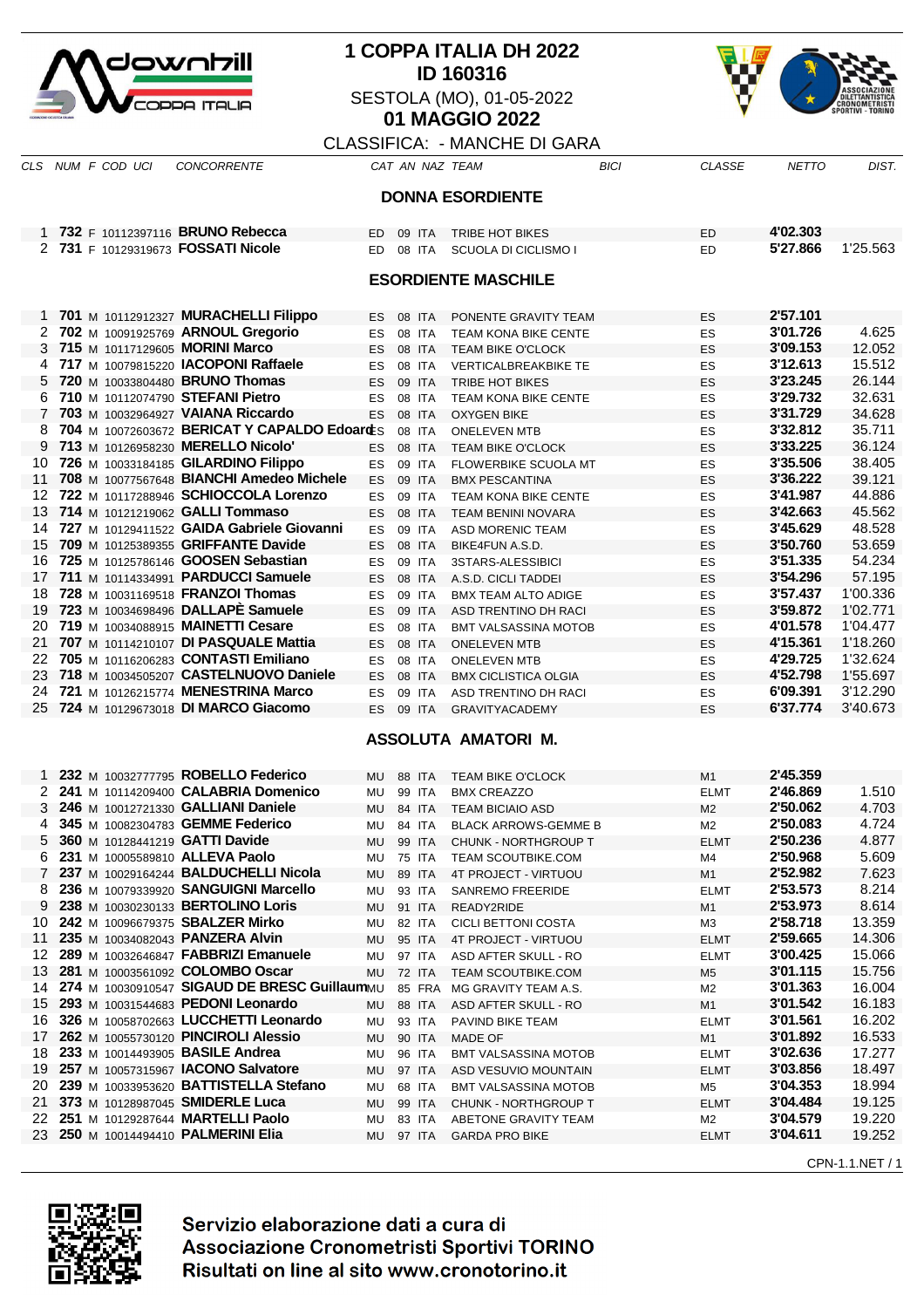# 1 COPPA ITALIA DH 2022
## ID 160316

SESTOLA (MO), 01-05-2022

**01 MAGGIO 2022**

CLASSIFICA: - MANCHE DI GARA

### DONNA ESORDIENTE

| CLS | NUM | F | COD UCI | CONCORRENTE | CAT | AN | NAZ | TEAM | BICI | CLASSE | NETTO | DIST. |
|---|---|---|---|---|---|---|---|---|---|---|---|---|
| 1 | **732** | F | 10112397116 | **BRUNO Rebecca** | ED | 09 | ITA | TRIBE HOT BIKES | | ED | **4'02.303** | |
| 2 | **731** | F | 10129319673 | **FOSSATI Nicole** | ED | 08 | ITA | SCUOLA DI CICLISMO I | | ED | **5'27.866** | 1'25.563 |

### ESORDIENTE MASCHILE

| CLS | NUM | F | COD UCI | CONCORRENTE | CAT | AN | NAZ | TEAM | BICI | CLASSE | NETTO | DIST. |
|---|---|---|---|---|---|---|---|---|---|---|---|---|
| 1 | **701** | M | 10112912327 | **MURACHELLI Filippo** | ES | 08 | ITA | PONENTE GRAVITY TEAM | | ES | **2'57.101** | |
| 2 | **702** | M | 10091925769 | **ARNOUL Gregorio** | ES | 08 | ITA | TEAM KONA BIKE CENTE | | ES | **3'01.726** | 4.625 |
| 3 | **715** | M | 10117129605 | **MORINI Marco** | ES | 08 | ITA | TEAM BIKE O'CLOCK | | ES | **3'09.153** | 12.052 |
| 4 | **717** | M | 10079815220 | **IACOPONI Raffaele** | ES | 08 | ITA | VERTICALBREAKBIKE TE | | ES | **3'12.613** | 15.512 |
| 5 | **720** | M | 10033804480 | **BRUNO Thomas** | ES | 09 | ITA | TRIBE HOT BIKES | | ES | **3'23.245** | 26.144 |
| 6 | **710** | M | 10112074790 | **STEFANI Pietro** | ES | 08 | ITA | TEAM KONA BIKE CENTE | | ES | **3'29.732** | 32.631 |
| 7 | **703** | M | 10032964927 | **VAIANA Riccardo** | ES | 08 | ITA | OXYGEN BIKE | | ES | **3'31.729** | 34.628 |
| 8 | **704** | M | 10072603672 | **BERICAT Y CAPALDO Edoard** | ES | 08 | ITA | ONELEVEN MTB | | ES | **3'32.812** | 35.711 |
| 9 | **713** | M | 10126958230 | **MERELLO Nicolo'** | ES | 08 | ITA | TEAM BIKE O'CLOCK | | ES | **3'33.225** | 36.124 |
| 10 | **726** | M | 10033184185 | **GILARDINO Filippo** | ES | 09 | ITA | FLOWERBIKE SCUOLA MT | | ES | **3'35.506** | 38.405 |
| 11 | **708** | M | 10077567648 | **BIANCHI Amedeo Michele** | ES | 09 | ITA | BMX PESCANTINA | | ES | **3'36.222** | 39.121 |
| 12 | **722** | M | 10117288946 | **SCHIOCCOLA Lorenzo** | ES | 09 | ITA | TEAM KONA BIKE CENTE | | ES | **3'41.987** | 44.886 |
| 13 | **714** | M | 10121219062 | **GALLI Tommaso** | ES | 08 | ITA | TEAM BENINI NOVARA | | ES | **3'42.663** | 45.562 |
| 14 | **727** | M | 10129411522 | **GAIDA Gabriele Giovanni** | ES | 09 | ITA | ASD MORENIC TEAM | | ES | **3'45.629** | 48.528 |
| 15 | **709** | M | 10125389355 | **GRIFFANTE Davide** | ES | 08 | ITA | BIKE4FUN A.S.D. | | ES | **3'50.760** | 53.659 |
| 16 | **725** | M | 10125786146 | **GOOSEN Sebastian** | ES | 09 | ITA | 3STARS-ALESSIBICI | | ES | **3'51.335** | 54.234 |
| 17 | **711** | M | 10114334991 | **PARDUCCI Samuele** | ES | 08 | ITA | A.S.D. CICLI TADDEI | | ES | **3'54.296** | 57.195 |
| 18 | **728** | M | 10031169518 | **FRANZOI Thomas** | ES | 09 | ITA | BMX TEAM ALTO ADIGE | | ES | **3'57.437** | 1'00.336 |
| 19 | **723** | M | 10034698496 | **DALLAPÈ Samuele** | ES | 09 | ITA | ASD TRENTINO DH RACI | | ES | **3'59.872** | 1'02.771 |
| 20 | **719** | M | 10034088915 | **MAINETTI Cesare** | ES | 08 | ITA | BMT VALSASSINA MOTOB | | ES | **4'01.578** | 1'04.477 |
| 21 | **707** | M | 10114210107 | **DI PASQUALE Mattia** | ES | 08 | ITA | ONELEVEN MTB | | ES | **4'15.361** | 1'18.260 |
| 22 | **705** | M | 10116206283 | **CONTASTI Emiliano** | ES | 08 | ITA | ONELEVEN MTB | | ES | **4'29.725** | 1'32.624 |
| 23 | **718** | M | 10034505207 | **CASTELNUOVO Daniele** | ES | 08 | ITA | BMX CICLISTICA OLGIA | | ES | **4'52.798** | 1'55.697 |
| 24 | **721** | M | 10126215774 | **MENESTRINA Marco** | ES | 09 | ITA | ASD TRENTINO DH RACI | | ES | **6'09.391** | 3'12.290 |
| 25 | **724** | M | 10129673018 | **DI MARCO Giacomo** | ES | 09 | ITA | GRAVITYACADEMY | | ES | **6'37.774** | 3'40.673 |

### ASSOLUTA AMATORI M.

| CLS | NUM | F | COD UCI | CONCORRENTE | CAT | AN | NAZ | TEAM | BICI | CLASSE | NETTO | DIST. |
|---|---|---|---|---|---|---|---|---|---|---|---|---|
| 1 | **232** | M | 10032777795 | **ROBELLO Federico** | MU | 88 | ITA | TEAM BIKE O'CLOCK | | M1 | **2'45.359** | |
| 2 | **241** | M | 10114209400 | **CALABRIA Domenico** | MU | 99 | ITA | BMX CREAZZO | | ELMT | **2'46.869** | 1.510 |
| 3 | **246** | M | 10012721330 | **GALLIANI Daniele** | MU | 84 | ITA | TEAM BICIAIO ASD | | M2 | **2'50.062** | 4.703 |
| 4 | **345** | M | 10082304783 | **GEMME Federico** | MU | 84 | ITA | BLACK ARROWS-GEMME B | | M2 | **2'50.083** | 4.724 |
| 5 | **360** | M | 10128441219 | **GATTI Davide** | MU | 99 | ITA | CHUNK - NORTHGROUP T | | ELMT | **2'50.236** | 4.877 |
| 6 | **231** | M | 10005589810 | **ALLEVA Paolo** | MU | 75 | ITA | TEAM SCOUTBIKE.COM | | M4 | **2'50.968** | 5.609 |
| 7 | **237** | M | 10029164244 | **BALDUCHELLI Nicola** | MU | 89 | ITA | 4T PROJECT - VIRTUOU | | M1 | **2'52.982** | 7.623 |
| 8 | **236** | M | 10079339920 | **SANGUIGNI Marcello** | MU | 93 | ITA | SANREMO FREERIDE | | ELMT | **2'53.573** | 8.214 |
| 9 | **238** | M | 10030230133 | **BERTOLINO Loris** | MU | 91 | ITA | READY2RIDE | | M1 | **2'53.973** | 8.614 |
| 10 | **242** | M | 10096679375 | **SBALZER Mirko** | MU | 82 | ITA | CICLI BETTONI COSTA | | M3 | **2'58.718** | 13.359 |
| 11 | **235** | M | 10034082043 | **PANZERA Alvin** | MU | 95 | ITA | 4T PROJECT - VIRTUOU | | ELMT | **2'59.665** | 14.306 |
| 12 | **289** | M | 10032646347 | **FABBRIZI Emanuele** | MU | 97 | ITA | ASD AFTER SKULL - RO | | ELMT | **3'00.425** | 15.066 |
| 13 | **281** | M | 10003561092 | **COLOMBO Oscar** | MU | 72 | ITA | TEAM SCOUTBIKE.COM | | M5 | **3'01.115** | 15.756 |
| 14 | **274** | M | 10030910547 | **SIGAUD DE BRESC Guillaum** | MU | 85 | FRA | MG GRAVITY TEAM A.S. | | M2 | **3'01.363** | 16.004 |
| 15 | **293** | M | 10031544683 | **PEDONI Leonardo** | MU | 88 | ITA | ASD AFTER SKULL - RO | | M1 | **3'01.542** | 16.183 |
| 16 | **326** | M | 10058702663 | **LUCCHETTI Leonardo** | MU | 93 | ITA | PAVIND BIKE TEAM | | ELMT | **3'01.561** | 16.202 |
| 17 | **262** | M | 10055730120 | **PINCIROLI Alessio** | MU | 90 | ITA | MADE OF | | M1 | **3'01.892** | 16.533 |
| 18 | **233** | M | 10014493905 | **BASILE Andrea** | MU | 96 | ITA | BMT VALSASSINA MOTOB | | ELMT | **3'02.636** | 17.277 |
| 19 | **257** | M | 10057315967 | **IACONO Salvatore** | MU | 97 | ITA | ASD VESUVIO MOUNTAIN | | ELMT | **3'03.856** | 18.497 |
| 20 | **239** | M | 10033953620 | **BATTISTELLA Stefano** | MU | 68 | ITA | BMT VALSASSINA MOTOB | | M5 | **3'04.353** | 18.994 |
| 21 | **373** | M | 10128987045 | **SMIDERLE Luca** | MU | 99 | ITA | CHUNK - NORTHGROUP T | | ELMT | **3'04.484** | 19.125 |
| 22 | **251** | M | 10129287644 | **MARTELLI Paolo** | MU | 83 | ITA | ABETONE GRAVITY TEAM | | M2 | **3'04.579** | 19.220 |
| 23 | **250** | M | 10014494410 | **PALMERINI Elia** | MU | 97 | ITA | GARDA PRO BIKE | | ELMT | **3'04.611** | 19.252 |

CPN-1.1.NET / 1

Servizio elaborazione dati a cura di
Associazione Cronometristi Sportivi TORINO
Risultati on line al sito www.cronotorino.it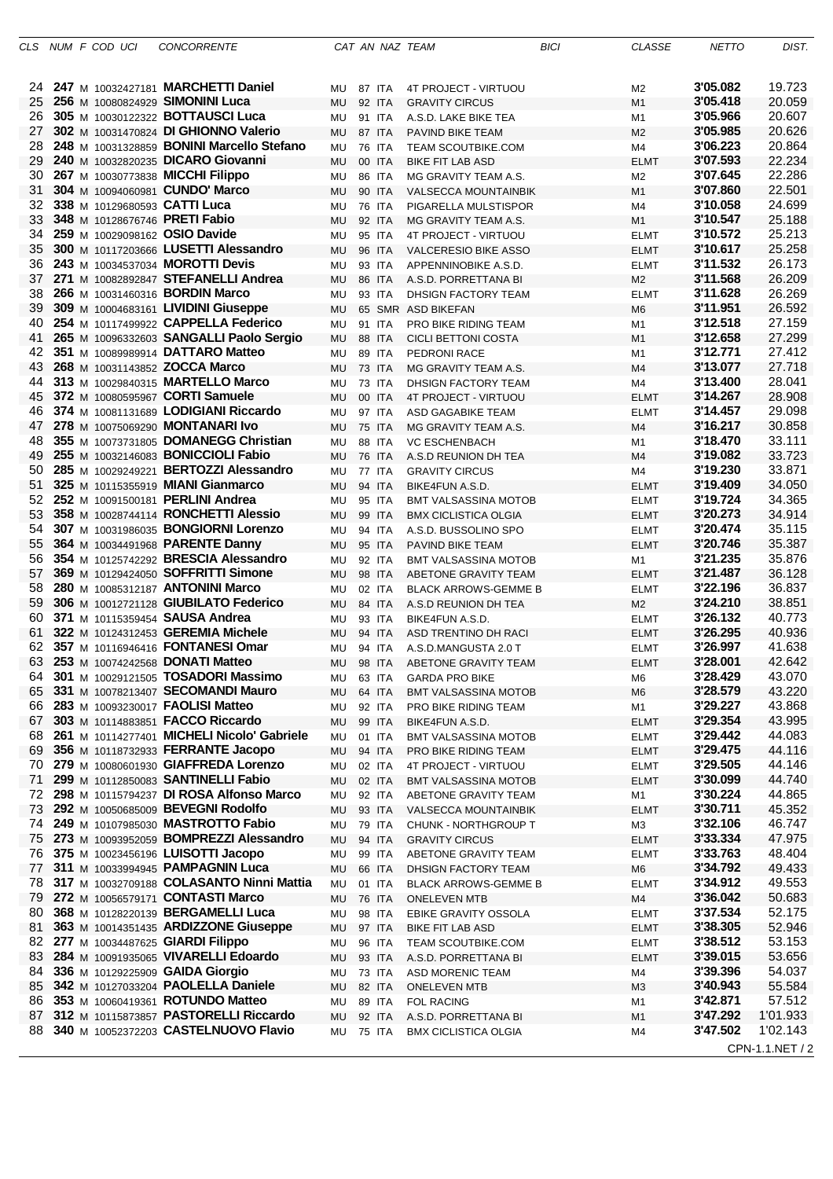| CLS | NUM | F | COD UCI | CONCORRENTE | CAT | AN | NAZ | TEAM | BICI | CLASSE | NETTO | DIST. |
|---|---|---|---|---|---|---|---|---|---|---|---|---|
| 24 | **247** | M | 10032427181 | **MARCHETTI Daniel** | MU | 87 | ITA | 4T PROJECT - VIRTUOU | | M2 | **3'05.082** | 19.723 |
| 25 | **256** | M | 10080824929 | **SIMONINI Luca** | MU | 92 | ITA | GRAVITY CIRCUS | | M1 | **3'05.418** | 20.059 |
| 26 | **305** | M | 10030122322 | **BOTTAUSCI Luca** | MU | 91 | ITA | A.S.D. LAKE BIKE TEA | | M1 | **3'05.966** | 20.607 |
| 27 | **302** | M | 10031470824 | **DI GHIONNO Valerio** | MU | 87 | ITA | PAVIND BIKE TEAM | | M2 | **3'05.985** | 20.626 |
| 28 | **248** | M | 10031328859 | **BONINI Marcello Stefano** | MU | 76 | ITA | TEAM SCOUTBIKE.COM | | M4 | **3'06.223** | 20.864 |
| 29 | **240** | M | 10032820235 | **DICARO Giovanni** | MU | 00 | ITA | BIKE FIT LAB ASD | | ELMT | **3'07.593** | 22.234 |
| 30 | **267** | M | 10030773838 | **MICCHI Filippo** | MU | 86 | ITA | MG GRAVITY TEAM A.S. | | M2 | **3'07.645** | 22.286 |
| 31 | **304** | M | 10094060981 | **CUNDO' Marco** | MU | 90 | ITA | VALSECCA MOUNTAINBIK | | M1 | **3'07.860** | 22.501 |
| 32 | **338** | M | 10129680593 | **CATTI Luca** | MU | 76 | ITA | PIGARELLA MULSTISPOR | | M4 | **3'10.058** | 24.699 |
| 33 | **348** | M | 10128676746 | **PRETI Fabio** | MU | 92 | ITA | MG GRAVITY TEAM A.S. | | M1 | **3'10.547** | 25.188 |
| 34 | **259** | M | 10029098162 | **OSIO Davide** | MU | 95 | ITA | 4T PROJECT - VIRTUOU | | ELMT | **3'10.572** | 25.213 |
| 35 | **300** | M | 10117203666 | **LUSETTI Alessandro** | MU | 96 | ITA | VALCERESIO BIKE ASSO | | ELMT | **3'10.617** | 25.258 |
| 36 | **243** | M | 10034537034 | **MOROTTI Devis** | MU | 93 | ITA | APPENNINOBIKE A.S.D. | | ELMT | **3'11.532** | 26.173 |
| 37 | **271** | M | 10082892847 | **STEFANELLI Andrea** | MU | 86 | ITA | A.S.D. PORRETTANA BI | | M2 | **3'11.568** | 26.209 |
| 38 | **266** | M | 10031460316 | **BORDIN Marco** | MU | 93 | ITA | DHSIGN FACTORY TEAM | | ELMT | **3'11.628** | 26.269 |
| 39 | **309** | M | 10004683161 | **LIVIDINI Giuseppe** | MU | 65 | SMR | ASD BIKEFAN | | M6 | **3'11.951** | 26.592 |
| 40 | **254** | M | 10117499922 | **CAPPELLA Federico** | MU | 91 | ITA | PRO BIKE RIDING TEAM | | M1 | **3'12.518** | 27.159 |
| 41 | **265** | M | 10096332603 | **SANGALLI Paolo Sergio** | MU | 88 | ITA | CICLI BETTONI COSTA | | M1 | **3'12.658** | 27.299 |
| 42 | **351** | M | 10089989914 | **DATTARO Matteo** | MU | 89 | ITA | PEDRONI RACE | | M1 | **3'12.771** | 27.412 |
| 43 | **268** | M | 10031143852 | **ZOCCA Marco** | MU | 73 | ITA | MG GRAVITY TEAM A.S. | | M4 | **3'13.077** | 27.718 |
| 44 | **313** | M | 10029840315 | **MARTELLO Marco** | MU | 73 | ITA | DHSIGN FACTORY TEAM | | M4 | **3'13.400** | 28.041 |
| 45 | **372** | M | 10080595967 | **CORTI Samuele** | MU | 00 | ITA | 4T PROJECT - VIRTUOU | | ELMT | **3'14.267** | 28.908 |
| 46 | **374** | M | 10081131689 | **LODIGIANI Riccardo** | MU | 97 | ITA | ASD GAGABIKE TEAM | | ELMT | **3'14.457** | 29.098 |
| 47 | **278** | M | 10075069290 | **MONTANARI Ivo** | MU | 75 | ITA | MG GRAVITY TEAM A.S. | | M4 | **3'16.217** | 30.858 |
| 48 | **355** | M | 10073731805 | **DOMANEGG Christian** | MU | 88 | ITA | VC ESCHENBACH | | M1 | **3'18.470** | 33.111 |
| 49 | **255** | M | 10032146083 | **BONICCIOLI Fabio** | MU | 76 | ITA | A.S.D REUNION DH TEA | | M4 | **3'19.082** | 33.723 |
| 50 | **285** | M | 10029249221 | **BERTOZZI Alessandro** | MU | 77 | ITA | GRAVITY CIRCUS | | M4 | **3'19.230** | 33.871 |
| 51 | **325** | M | 10115355919 | **MIANI Gianmarco** | MU | 94 | ITA | BIKE4FUN A.S.D. | | ELMT | **3'19.409** | 34.050 |
| 52 | **252** | M | 10091500181 | **PERLINI Andrea** | MU | 95 | ITA | BMT VALSASSINA MOTOB | | ELMT | **3'19.724** | 34.365 |
| 53 | **358** | M | 10028744114 | **RONCHETTI Alessio** | MU | 99 | ITA | BMX CICLISTICA OLGIA | | ELMT | **3'20.273** | 34.914 |
| 54 | **307** | M | 10031986035 | **BONGIORNI Lorenzo** | MU | 94 | ITA | A.S.D. BUSSOLINO SPO | | ELMT | **3'20.474** | 35.115 |
| 55 | **364** | M | 10034491968 | **PARENTE Danny** | MU | 95 | ITA | PAVIND BIKE TEAM | | ELMT | **3'20.746** | 35.387 |
| 56 | **354** | M | 10125742292 | **BRESCIA Alessandro** | MU | 92 | ITA | BMT VALSASSINA MOTOB | | M1 | **3'21.235** | 35.876 |
| 57 | **369** | M | 10129424050 | **SOFFRITTI Simone** | MU | 98 | ITA | ABETONE GRAVITY TEAM | | ELMT | **3'21.487** | 36.128 |
| 58 | **280** | M | 10085312187 | **ANTONINI Marco** | MU | 02 | ITA | BLACK ARROWS-GEMME B | | ELMT | **3'22.196** | 36.837 |
| 59 | **306** | M | 10012721128 | **GIUBILATO Federico** | MU | 84 | ITA | A.S.D REUNION DH TEA | | M2 | **3'24.210** | 38.851 |
| 60 | **371** | M | 10115359454 | **SAUSA Andrea** | MU | 93 | ITA | BIKE4FUN A.S.D. | | ELMT | **3'26.132** | 40.773 |
| 61 | **322** | M | 10124312453 | **GEREMIA Michele** | MU | 94 | ITA | ASD TRENTINO DH RACI | | ELMT | **3'26.295** | 40.936 |
| 62 | **357** | M | 10116946416 | **FONTANESI Omar** | MU | 94 | ITA | A.S.D.MANGUSTA 2.0 T | | ELMT | **3'26.997** | 41.638 |
| 63 | **253** | M | 10074242568 | **DONATI Matteo** | MU | 98 | ITA | ABETONE GRAVITY TEAM | | ELMT | **3'28.001** | 42.642 |
| 64 | **301** | M | 10029121505 | **TOSADORI Massimo** | MU | 63 | ITA | GARDA PRO BIKE | | M6 | **3'28.429** | 43.070 |
| 65 | **331** | M | 10078213407 | **SECOMANDI Mauro** | MU | 64 | ITA | BMT VALSASSINA MOTOB | | M6 | **3'28.579** | 43.220 |
| 66 | **283** | M | 10093230017 | **FAOLISI Matteo** | MU | 92 | ITA | PRO BIKE RIDING TEAM | | M1 | **3'29.227** | 43.868 |
| 67 | **303** | M | 10114883851 | **FACCO Riccardo** | MU | 99 | ITA | BIKE4FUN A.S.D. | | ELMT | **3'29.354** | 43.995 |
| 68 | **261** | M | 10114277401 | **MICHELI Nicolo' Gabriele** | MU | 01 | ITA | BMT VALSASSINA MOTOB | | ELMT | **3'29.442** | 44.083 |
| 69 | **356** | M | 10118732933 | **FERRANTE Jacopo** | MU | 94 | ITA | PRO BIKE RIDING TEAM | | ELMT | **3'29.475** | 44.116 |
| 70 | **279** | M | 10080601930 | **GIAFFREDA Lorenzo** | MU | 02 | ITA | 4T PROJECT - VIRTUOU | | ELMT | **3'29.505** | 44.146 |
| 71 | **299** | M | 10112850083 | **SANTINELLI Fabio** | MU | 02 | ITA | BMT VALSASSINA MOTOB | | ELMT | **3'30.099** | 44.740 |
| 72 | **298** | M | 10115794237 | **DI ROSA Alfonso Marco** | MU | 92 | ITA | ABETONE GRAVITY TEAM | | M1 | **3'30.224** | 44.865 |
| 73 | **292** | M | 10050685009 | **BEVEGNI Rodolfo** | MU | 93 | ITA | VALSECCA MOUNTAINBIK | | ELMT | **3'30.711** | 45.352 |
| 74 | **249** | M | 10107985030 | **MASTROTTO Fabio** | MU | 79 | ITA | CHUNK - NORTHGROUP T | | M3 | **3'32.106** | 46.747 |
| 75 | **273** | M | 10093952059 | **BOMPREZZI Alessandro** | MU | 94 | ITA | GRAVITY CIRCUS | | ELMT | **3'33.334** | 47.975 |
| 76 | **375** | M | 10023456196 | **LUISOTTI Jacopo** | MU | 99 | ITA | ABETONE GRAVITY TEAM | | ELMT | **3'33.763** | 48.404 |
| 77 | **311** | M | 10033994945 | **PAMPAGNIN Luca** | MU | 66 | ITA | DHSIGN FACTORY TEAM | | M6 | **3'34.792** | 49.433 |
| 78 | **317** | M | 10032709188 | **COLASANTO Ninni Mattia** | MU | 01 | ITA | BLACK ARROWS-GEMME B | | ELMT | **3'34.912** | 49.553 |
| 79 | **272** | M | 10056579171 | **CONTASTI Marco** | MU | 76 | ITA | ONELEVEN MTB | | M4 | **3'36.042** | 50.683 |
| 80 | **368** | M | 10128220139 | **BERGAMELLI Luca** | MU | 98 | ITA | EBIKE GRAVITY OSSOLA | | ELMT | **3'37.534** | 52.175 |
| 81 | **363** | M | 10014351435 | **ARDIZZONE Giuseppe** | MU | 97 | ITA | BIKE FIT LAB ASD | | ELMT | **3'38.305** | 52.946 |
| 82 | **277** | M | 10034487625 | **GIARDI Filippo** | MU | 96 | ITA | TEAM SCOUTBIKE.COM | | ELMT | **3'38.512** | 53.153 |
| 83 | **284** | M | 10091935065 | **VIVARELLI Edoardo** | MU | 93 | ITA | A.S.D. PORRETTANA BI | | ELMT | **3'39.015** | 53.656 |
| 84 | **336** | M | 10129225909 | **GAIDA Giorgio** | MU | 73 | ITA | ASD MORENIC TEAM | | M4 | **3'39.396** | 54.037 |
| 85 | **342** | M | 10127033204 | **PAOLELLA Daniele** | MU | 82 | ITA | ONELEVEN MTB | | M3 | **3'40.943** | 55.584 |
| 86 | **353** | M | 10060419361 | **ROTUNDO Matteo** | MU | 89 | ITA | FOL RACING | | M1 | **3'42.871** | 57.512 |
| 87 | **312** | M | 10115873857 | **PASTORELLI Riccardo** | MU | 92 | ITA | A.S.D. PORRETTANA BI | | M1 | **3'47.292** | 1'01.933 |
| 88 | **340** | M | 10052372203 | **CASTELNUOVO Flavio** | MU | 75 | ITA | BMX CICLISTICA OLGIA | | M4 | **3'47.502** | 1'02.143 |

CPN-1.1.NET / 2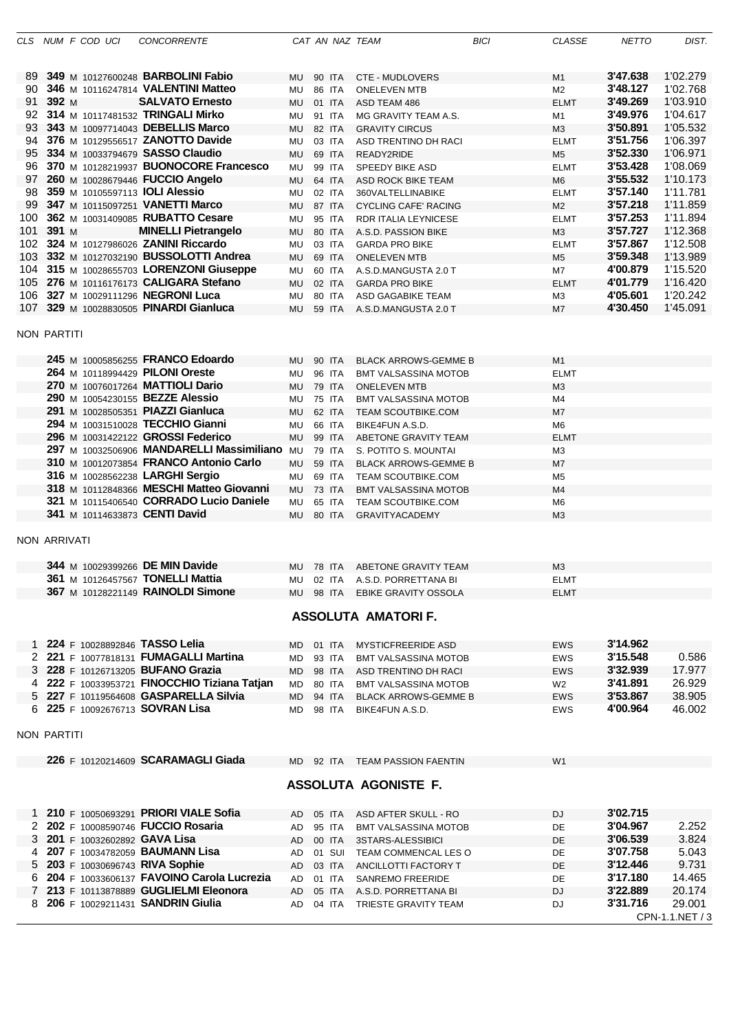| CLS | NUM | F | COD UCI | CONCORRENTE | CAT | AN | NAZ | TEAM | BICI | CLASSE | NETTO | DIST. |
|---|---|---|---|---|---|---|---|---|---|---|---|---|
| 89 | **349** | M | 10127600248 | **BARBOLINI Fabio** | MU | 90 | ITA | CTE - MUDLOVERS | | M1 | **3'47.638** | 1'02.279 |
| 90 | **346** | M | 10116247814 | **VALENTINI Matteo** | MU | 86 | ITA | ONELEVEN MTB | | M2 | **3'48.127** | 1'02.768 |
| 91 | **392** | M | | **SALVATO Ernesto** | MU | 01 | ITA | ASD TEAM 486 | | ELMT | **3'49.269** | 1'03.910 |
| 92 | **314** | M | 10117481532 | **TRINGALI Mirko** | MU | 91 | ITA | MG GRAVITY TEAM A.S. | | M1 | **3'49.976** | 1'04.617 |
| 93 | **343** | M | 10097714043 | **DEBELLIS Marco** | MU | 82 | ITA | GRAVITY CIRCUS | | M3 | **3'50.891** | 1'05.532 |
| 94 | **376** | M | 10129556517 | **ZANOTTO Davide** | MU | 03 | ITA | ASD TRENTINO DH RACI | | ELMT | **3'51.756** | 1'06.397 |
| 95 | **334** | M | 10033794679 | **SASSO Claudio** | MU | 69 | ITA | READY2RIDE | | M5 | **3'52.330** | 1'06.971 |
| 96 | **370** | M | 10128219937 | **BUONOCORE Francesco** | MU | 99 | ITA | SPEEDY BIKE ASD | | ELMT | **3'53.428** | 1'08.069 |
| 97 | **260** | M | 10028679446 | **FUCCIO Angelo** | MU | 64 | ITA | ASD ROCK BIKE TEAM | | M6 | **3'55.532** | 1'10.173 |
| 98 | **359** | M | 10105597113 | **IOLI Alessio** | MU | 02 | ITA | 360VALTELLINABIKE | | ELMT | **3'57.140** | 1'11.781 |
| 99 | **347** | M | 10115097251 | **VANETTI Marco** | MU | 87 | ITA | CYCLING CAFE' RACING | | M2 | **3'57.218** | 1'11.859 |
| 100 | **362** | M | 10031409085 | **RUBATTO Cesare** | MU | 95 | ITA | RDR ITALIA LEYNICESE | | ELMT | **3'57.253** | 1'11.894 |
| 101 | **391** | M | | **MINELLI Pietrangelo** | MU | 80 | ITA | A.S.D. PASSION BIKE | | M3 | **3'57.727** | 1'12.368 |
| 102 | **324** | M | 10127986026 | **ZANINI Riccardo** | MU | 03 | ITA | GARDA PRO BIKE | | ELMT | **3'57.867** | 1'12.508 |
| 103 | **332** | M | 10127032190 | **BUSSOLOTTI Andrea** | MU | 69 | ITA | ONELEVEN MTB | | M5 | **3'59.348** | 1'13.989 |
| 104 | **315** | M | 10028655703 | **LORENZONI Giuseppe** | MU | 60 | ITA | A.S.D.MANGUSTA 2.0 T | | M7 | **4'00.879** | 1'15.520 |
| 105 | **276** | M | 10116176173 | **CALIGARA Stefano** | MU | 02 | ITA | GARDA PRO BIKE | | ELMT | **4'01.779** | 1'16.420 |
| 106 | **327** | M | 10029111296 | **NEGRONI Luca** | MU | 80 | ITA | ASD GAGABIKE TEAM | | M3 | **4'05.601** | 1'20.242 |
| 107 | **329** | M | 10028830505 | **PINARDI Gianluca** | MU | 59 | ITA | A.S.D.MANGUSTA 2.0 T | | M7 | **4'30.450** | 1'45.091 |

NON PARTITI

| CLS | NUM | F | COD UCI | CONCORRENTE | CAT | AN | NAZ | TEAM | BICI | CLASSE | NETTO | DIST. |
|---|---|---|---|---|---|---|---|---|---|---|---|---|
| | **245** | M | 10005856255 | **FRANCO Edoardo** | MU | 90 | ITA | BLACK ARROWS-GEMME B | | M1 | | |
| | **264** | M | 10118994429 | **PILONI Oreste** | MU | 96 | ITA | BMT VALSASSINA MOTOB | | ELMT | | |
| | **270** | M | 10076017264 | **MATTIOLI Dario** | MU | 79 | ITA | ONELEVEN MTB | | M3 | | |
| | **290** | M | 10054230155 | **BEZZE Alessio** | MU | 75 | ITA | BMT VALSASSINA MOTOB | | M4 | | |
| | **291** | M | 10028505351 | **PIAZZI Gianluca** | MU | 62 | ITA | TEAM SCOUTBIKE.COM | | M7 | | |
| | **294** | M | 10031510028 | **TECCHIO Gianni** | MU | 66 | ITA | BIKE4FUN A.S.D. | | M6 | | |
| | **296** | M | 10031422122 | **GROSSI Federico** | MU | 99 | ITA | ABETONE GRAVITY TEAM | | ELMT | | |
| | **297** | M | 10032506906 | **MANDARELLI Massimiliano** | MU | 79 | ITA | S. POTITO S. MOUNTAI | | M3 | | |
| | **310** | M | 10012073854 | **FRANCO Antonio Carlo** | MU | 59 | ITA | BLACK ARROWS-GEMME B | | M7 | | |
| | **316** | M | 10028562238 | **LARGHI Sergio** | MU | 69 | ITA | TEAM SCOUTBIKE.COM | | M5 | | |
| | **318** | M | 10112848366 | **MESCHI Matteo Giovanni** | MU | 73 | ITA | BMT VALSASSINA MOTOB | | M4 | | |
| | **321** | M | 10115406540 | **CORRADO Lucio Daniele** | MU | 65 | ITA | TEAM SCOUTBIKE.COM | | M6 | | |
| | **341** | M | 10114633873 | **CENTI David** | MU | 80 | ITA | GRAVITYACADEMY | | M3 | | |

NON ARRIVATI

| CLS | NUM | F | COD UCI | CONCORRENTE | CAT | AN | NAZ | TEAM | BICI | CLASSE | NETTO | DIST. |
|---|---|---|---|---|---|---|---|---|---|---|---|---|
| | **344** | M | 10029399266 | **DE MIN Davide** | MU | 78 | ITA | ABETONE GRAVITY TEAM | | M3 | | |
| | **361** | M | 10126457567 | **TONELLI Mattia** | MU | 02 | ITA | A.S.D. PORRETTANA BI | | ELMT | | |
| | **367** | M | 10128221149 | **RAINOLDI Simone** | MU | 98 | ITA | EBIKE GRAVITY OSSOLA | | ELMT | | |

## ASSOLUTA AMATORI F.

| CLS | NUM | F | COD UCI | CONCORRENTE | CAT | AN | NAZ | TEAM | BICI | CLASSE | NETTO | DIST. |
|---|---|---|---|---|---|---|---|---|---|---|---|---|
| 1 | **224** | F | 10028892846 | **TASSO Lelia** | MD | 01 | ITA | MYSTICFREERIDE ASD | | EWS | **3'14.962** | |
| 2 | **221** | F | 10077818131 | **FUMAGALLI Martina** | MD | 93 | ITA | BMT VALSASSINA MOTOB | | EWS | **3'15.548** | 0.586 |
| 3 | **228** | F | 10126713205 | **BUFANO Grazia** | MD | 98 | ITA | ASD TRENTINO DH RACI | | EWS | **3'32.939** | 17.977 |
| 4 | **222** | F | 10033953721 | **FINOCCHIO Tiziana Tatjan** | MD | 80 | ITA | BMT VALSASSINA MOTOB | | W2 | **3'41.891** | 26.929 |
| 5 | **227** | F | 10119564608 | **GASPARELLA Silvia** | MD | 94 | ITA | BLACK ARROWS-GEMME B | | EWS | **3'53.867** | 38.905 |
| 6 | **225** | F | 10092676713 | **SOVRAN Lisa** | MD | 98 | ITA | BIKE4FUN A.S.D. | | EWS | **4'00.964** | 46.002 |

NON PARTITI

| CLS | NUM | F | COD UCI | CONCORRENTE | CAT | AN | NAZ | TEAM | BICI | CLASSE | NETTO | DIST. |
|---|---|---|---|---|---|---|---|---|---|---|---|---|
| | **226** | F | 10120214609 | **SCARAMAGLI Giada** | MD | 92 | ITA | TEAM PASSION FAENTIN | | W1 | | |

## ASSOLUTA AGONISTE F.

| CLS | NUM | F | COD UCI | CONCORRENTE | CAT | AN | NAZ | TEAM | BICI | CLASSE | NETTO | DIST. |
|---|---|---|---|---|---|---|---|---|---|---|---|---|
| 1 | **210** | F | 10050693291 | **PRIORI VIALE Sofia** | AD | 05 | ITA | ASD AFTER SKULL - RO | | DJ | **3'02.715** | |
| 2 | **202** | F | 10008590746 | **FUCCIO Rosaria** | AD | 95 | ITA | BMT VALSASSINA MOTOB | | DE | **3'04.967** | 2.252 |
| 3 | **201** | F | 10032602892 | **GAVA Lisa** | AD | 00 | ITA | 3STARS-ALESSIBICI | | DE | **3'06.539** | 3.824 |
| 4 | **207** | F | 10034782059 | **BAUMANN Lisa** | AD | 01 | SUI | TEAM COMMENCAL LES O | | DE | **3'07.758** | 5.043 |
| 5 | **203** | F | 10030696743 | **RIVA Sophie** | AD | 03 | ITA | ANCILLOTTI FACTORY T | | DE | **3'12.446** | 9.731 |
| 6 | **204** | F | 10033606137 | **FAVOINO Carola Lucrezia** | AD | 01 | ITA | SANREMO FREERIDE | | DE | **3'17.180** | 14.465 |
| 7 | **213** | F | 10113878889 | **GUGLIELMI Eleonora** | AD | 05 | ITA | A.S.D. PORRETTANA BI | | DJ | **3'22.889** | 20.174 |
| 8 | **206** | F | 10029211431 | **SANDRIN Giulia** | AD | 04 | ITA | TRIESTE GRAVITY TEAM | | DJ | **3'31.716** | 29.001 |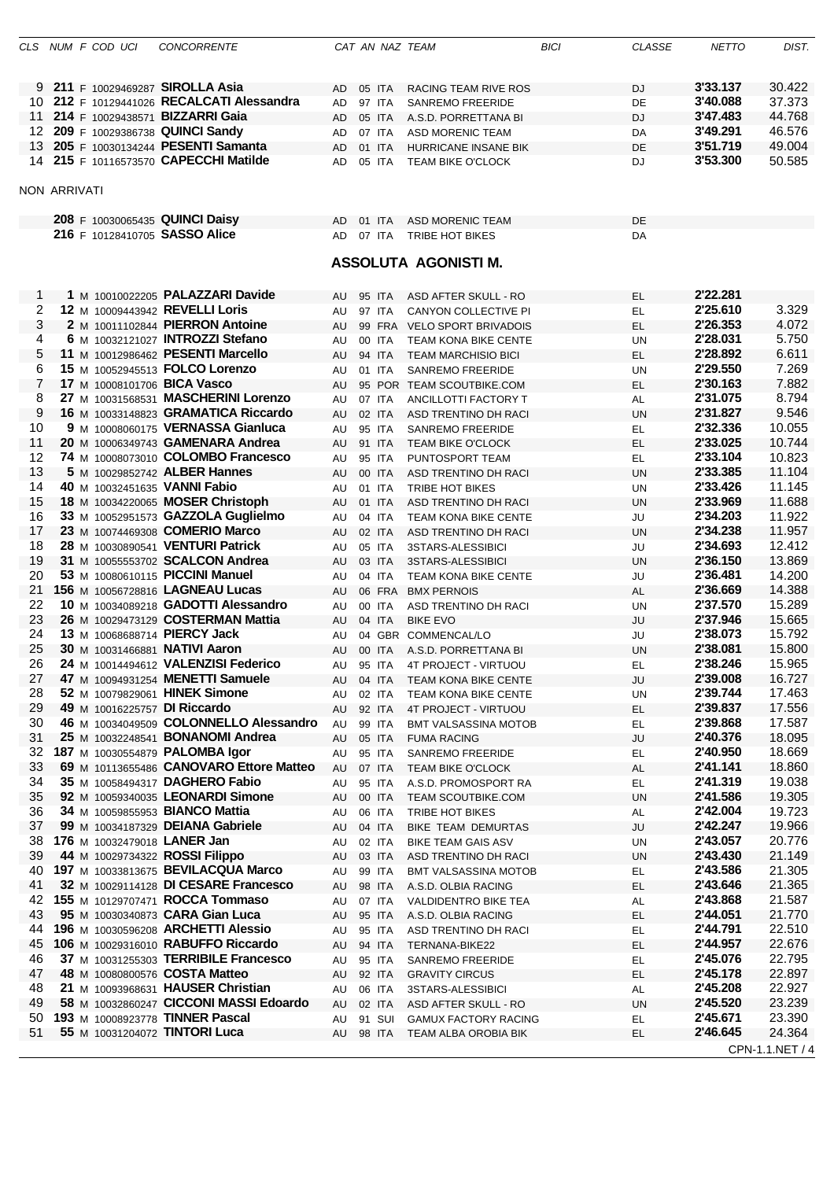| CLS | NUM | F | COD UCI | CONCORRENTE | CAT | AN | NAZ | TEAM | BICI | CLASSE | NETTO | DIST. |
|---|---|---|---|---|---|---|---|---|---|---|---|---|
| 9 | 211 | F | 10029469287 | **SIROLLA Asia** | AD | 05 | ITA | RACING TEAM RIVE ROS | | DJ | 3'33.137 | 30.422 |
| 10 | 212 | F | 10129441026 | **RECALCATI Alessandra** | AD | 97 | ITA | SANREMO FREERIDE | | DE | 3'40.088 | 37.373 |
| 11 | 214 | F | 10029438571 | **BIZZARRI Gaia** | AD | 05 | ITA | A.S.D. PORRETTANA BI | | DJ | 3'47.483 | 44.768 |
| 12 | 209 | F | 10029386738 | **QUINCI Sandy** | AD | 07 | ITA | ASD MORENIC TEAM | | DA | 3'49.291 | 46.576 |
| 13 | 205 | F | 10030134244 | **PESENTI Samanta** | AD | 01 | ITA | HURRICANE INSANE BIK | | DE | 3'51.719 | 49.004 |
| 14 | 215 | F | 10116573570 | **CAPECCHI Matilde** | AD | 05 | ITA | TEAM BIKE O'CLOCK | | DJ | 3'53.300 | 50.585 |

NON ARRIVATI

| CLS | NUM | F | COD UCI | CONCORRENTE | CAT | AN | NAZ | TEAM | BICI | CLASSE | NETTO | DIST. |
|---|---|---|---|---|---|---|---|---|---|---|---|---|
| | 208 | F | 10030065435 | **QUINCI Daisy** | AD | 01 | ITA | ASD MORENIC TEAM | | DE | | |
| | 216 | F | 10128410705 | **SASSO Alice** | AD | 07 | ITA | TRIBE HOT BIKES | | DA | | |

## ASSOLUTA AGONISTI M.

| CLS | NUM | F | COD UCI | CONCORRENTE | CAT | AN | NAZ | TEAM | BICI | CLASSE | NETTO | DIST. |
|---|---|---|---|---|---|---|---|---|---|---|---|---|
| 1 | 1 | M | 10010022205 | **PALAZZARI Davide** | AU | 95 | ITA | ASD AFTER SKULL - RO | | EL | 2'22.281 | |
| 2 | 12 | M | 10009443942 | **REVELLI Loris** | AU | 97 | ITA | CANYON COLLECTIVE PI | | EL | 2'25.610 | 3.329 |
| 3 | 2 | M | 10011102844 | **PIERRON Antoine** | AU | 99 | FRA | VELO SPORT BRIVADOIS | | EL | 2'26.353 | 4.072 |
| 4 | 6 | M | 10032121027 | **INTROZZI Stefano** | AU | 00 | ITA | TEAM KONA BIKE CENTE | | UN | 2'28.031 | 5.750 |
| 5 | 11 | M | 10012986462 | **PESENTI Marcello** | AU | 94 | ITA | TEAM MARCHISIO BICI | | EL | 2'28.892 | 6.611 |
| 6 | 15 | M | 10052945513 | **FOLCO Lorenzo** | AU | 01 | ITA | SANREMO FREERIDE | | UN | 2'29.550 | 7.269 |
| 7 | 17 | M | 10008101706 | **BICA Vasco** | AU | 95 | POR | TEAM SCOUTBIKE.COM | | EL | 2'30.163 | 7.882 |
| 8 | 27 | M | 10031568531 | **MASCHERINI Lorenzo** | AU | 07 | ITA | ANCILLOTTI FACTORY T | | AL | 2'31.075 | 8.794 |
| 9 | 16 | M | 10033148823 | **GRAMATICA Riccardo** | AU | 02 | ITA | ASD TRENTINO DH RACI | | UN | 2'31.827 | 9.546 |
| 10 | 9 | M | 10008060175 | **VERNASSA Gianluca** | AU | 95 | ITA | SANREMO FREERIDE | | EL | 2'32.336 | 10.055 |
| 11 | 20 | M | 10006349743 | **GAMENARA Andrea** | AU | 91 | ITA | TEAM BIKE O'CLOCK | | EL | 2'33.025 | 10.744 |
| 12 | 74 | M | 10008073010 | **COLOMBO Francesco** | AU | 95 | ITA | PUNTOSPORT TEAM | | EL | 2'33.104 | 10.823 |
| 13 | 5 | M | 10029852742 | **ALBER Hannes** | AU | 00 | ITA | ASD TRENTINO DH RACI | | UN | 2'33.385 | 11.104 |
| 14 | 40 | M | 10032451635 | **VANNI Fabio** | AU | 01 | ITA | TRIBE HOT BIKES | | UN | 2'33.426 | 11.145 |
| 15 | 18 | M | 10034220065 | **MOSER Christoph** | AU | 01 | ITA | ASD TRENTINO DH RACI | | UN | 2'33.969 | 11.688 |
| 16 | 33 | M | 10052951573 | **GAZZOLA Guglielmo** | AU | 04 | ITA | TEAM KONA BIKE CENTE | | JU | 2'34.203 | 11.922 |
| 17 | 23 | M | 10074469308 | **COMERIO Marco** | AU | 02 | ITA | ASD TRENTINO DH RACI | | UN | 2'34.238 | 11.957 |
| 18 | 28 | M | 10030890541 | **VENTURI Patrick** | AU | 05 | ITA | 3STARS-ALESSIBICI | | JU | 2'34.693 | 12.412 |
| 19 | 31 | M | 10055553702 | **SCALCON Andrea** | AU | 03 | ITA | 3STARS-ALESSIBICI | | UN | 2'36.150 | 13.869 |
| 20 | 53 | M | 10080610115 | **PICCINI Manuel** | AU | 04 | ITA | TEAM KONA BIKE CENTE | | JU | 2'36.481 | 14.200 |
| 21 | 156 | M | 10056728816 | **LAGNEAU Lucas** | AU | 06 | FRA | BMX PERNOIS | | AL | 2'36.669 | 14.388 |
| 22 | 10 | M | 10034089218 | **GADOTTI Alessandro** | AU | 00 | ITA | ASD TRENTINO DH RACI | | UN | 2'37.570 | 15.289 |
| 23 | 26 | M | 10029473129 | **COSTERMAN Mattia** | AU | 04 | ITA | BIKE EVO | | JU | 2'37.946 | 15.665 |
| 24 | 13 | M | 10068688714 | **PIERCY Jack** | AU | 04 | GBR | COMMENCAL/LO | | JU | 2'38.073 | 15.792 |
| 25 | 30 | M | 10031466881 | **NATIVI Aaron** | AU | 00 | ITA | A.S.D. PORRETTANA BI | | UN | 2'38.081 | 15.800 |
| 26 | 24 | M | 10014494612 | **VALENZISI Federico** | AU | 95 | ITA | 4T PROJECT - VIRTUOU | | EL | 2'38.246 | 15.965 |
| 27 | 47 | M | 10094931254 | **MENETTI Samuele** | AU | 04 | ITA | TEAM KONA BIKE CENTE | | JU | 2'39.008 | 16.727 |
| 28 | 52 | M | 10079829061 | **HINEK Simone** | AU | 02 | ITA | TEAM KONA BIKE CENTE | | UN | 2'39.744 | 17.463 |
| 29 | 49 | M | 10016225757 | **DI Riccardo** | AU | 92 | ITA | 4T PROJECT - VIRTUOU | | EL | 2'39.837 | 17.556 |
| 30 | 46 | M | 10034049509 | **COLONNELLO Alessandro** | AU | 99 | ITA | BMT VALSASSINA MOTOB | | EL | 2'39.868 | 17.587 |
| 31 | 25 | M | 10032248541 | **BONANOMI Andrea** | AU | 05 | ITA | FUMA RACING | | JU | 2'40.376 | 18.095 |
| 32 | 187 | M | 10030554879 | **PALOMBA Igor** | AU | 95 | ITA | SANREMO FREERIDE | | EL | 2'40.950 | 18.669 |
| 33 | 69 | M | 10113655486 | **CANOVARO Ettore Matteo** | AU | 07 | ITA | TEAM BIKE O'CLOCK | | AL | 2'41.141 | 18.860 |
| 34 | 35 | M | 10058494317 | **DAGHERO Fabio** | AU | 95 | ITA | A.S.D. PROMOSPORT RA | | EL | 2'41.319 | 19.038 |
| 35 | 92 | M | 10059340035 | **LEONARDI Simone** | AU | 00 | ITA | TEAM SCOUTBIKE.COM | | UN | 2'41.586 | 19.305 |
| 36 | 34 | M | 10059855953 | **BIANCO Mattia** | AU | 06 | ITA | TRIBE HOT BIKES | | AL | 2'42.004 | 19.723 |
| 37 | 99 | M | 10034187329 | **DEIANA Gabriele** | AU | 04 | ITA | BIKE TEAM DEMURTAS | | JU | 2'42.247 | 19.966 |
| 38 | 176 | M | 10032479018 | **LANER Jan** | AU | 02 | ITA | BIKE TEAM GAIS ASV | | UN | 2'43.057 | 20.776 |
| 39 | 44 | M | 10029734322 | **ROSSI Filippo** | AU | 03 | ITA | ASD TRENTINO DH RACI | | UN | 2'43.430 | 21.149 |
| 40 | 197 | M | 10033813675 | **BEVILACQUA Marco** | AU | 99 | ITA | BMT VALSASSINA MOTOB | | EL | 2'43.586 | 21.305 |
| 41 | 32 | M | 10029114128 | **DI CESARE Francesco** | AU | 98 | ITA | A.S.D. OLBIA RACING | | EL | 2'43.646 | 21.365 |
| 42 | 155 | M | 10129707471 | **ROCCA Tommaso** | AU | 07 | ITA | VALDIDENTRO BIKE TEA | | AL | 2'43.868 | 21.587 |
| 43 | 95 | M | 10030340873 | **CARA Gian Luca** | AU | 95 | ITA | A.S.D. OLBIA RACING | | EL | 2'44.051 | 21.770 |
| 44 | 196 | M | 10030596208 | **ARCHETTI Alessio** | AU | 95 | ITA | ASD TRENTINO DH RACI | | EL | 2'44.791 | 22.510 |
| 45 | 106 | M | 10029316010 | **RABUFFO Riccardo** | AU | 94 | ITA | TERNANA-BIKE22 | | EL | 2'44.957 | 22.676 |
| 46 | 37 | M | 10031255303 | **TERRIBILE Francesco** | AU | 95 | ITA | SANREMO FREERIDE | | EL | 2'45.076 | 22.795 |
| 47 | 48 | M | 10080800576 | **COSTA Matteo** | AU | 92 | ITA | GRAVITY CIRCUS | | EL | 2'45.178 | 22.897 |
| 48 | 21 | M | 10093968631 | **HAUSER Christian** | AU | 06 | ITA | 3STARS-ALESSIBICI | | AL | 2'45.208 | 22.927 |
| 49 | 58 | M | 10032860247 | **CICCONI MASSI Edoardo** | AU | 02 | ITA | ASD AFTER SKULL - RO | | UN | 2'45.520 | 23.239 |
| 50 | 193 | M | 10008923778 | **TINNER Pascal** | AU | 91 | SUI | GAMUX FACTORY RACING | | EL | 2'45.671 | 23.390 |
| 51 | 55 | M | 10031204072 | **TINTORI Luca** | AU | 98 | ITA | TEAM ALBA OROBIA BIK | | EL | 2'46.645 | 24.364 |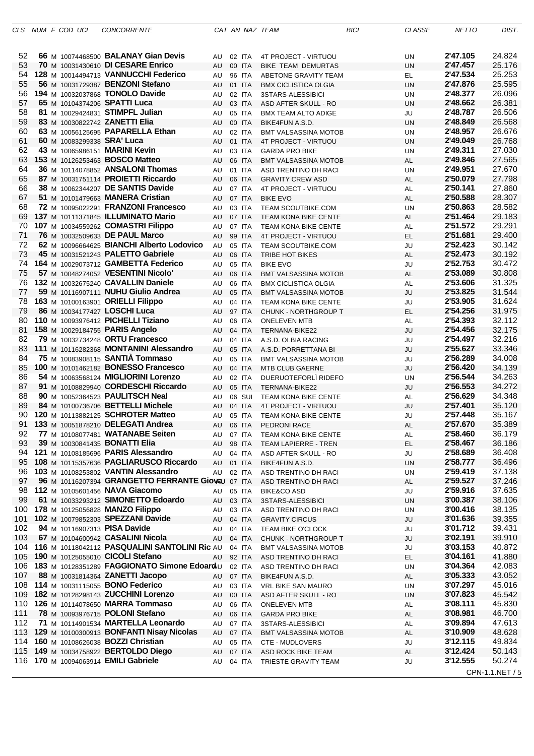| CLS | NUM | F | COD UCI | CONCORRENTE | CAT | AN | NAZ | TEAM | BICI | CLASSE | NETTO | DIST. |
|---|---|---|---|---|---|---|---|---|---|---|---|---|
| 52 | 66 | M | 10074468500 | BALANAY Gian Devis | AU | 02 | ITA | 4T PROJECT - VIRTUOU | | UN | 2'47.105 | 24.824 |
| 53 | 70 | M | 10031430610 | DI CESARE Enrico | AU | 00 | ITA | BIKE TEAM DEMURTAS | | UN | 2'47.457 | 25.176 |
| 54 | 128 | M | 10014494713 | VANNUCCHI Federico | AU | 96 | ITA | ABETONE GRAVITY TEAM | | EL | 2'47.534 | 25.253 |
| 55 | 56 | M | 10031729387 | BENZONI Stefano | AU | 01 | ITA | BMX CICLISTICA OLGIA | | UN | 2'47.876 | 25.595 |
| 56 | 194 | M | 10032037868 | TONOLO Davide | AU | 02 | ITA | 3STARS-ALESSIBICI | | UN | 2'48.377 | 26.096 |
| 57 | 65 | M | 10104374206 | SPATTI Luca | AU | 03 | ITA | ASD AFTER SKULL - RO | | UN | 2'48.662 | 26.381 |
| 58 | 81 | M | 10029424831 | STIMPFL Julian | AU | 05 | ITA | BMX TEAM ALTO ADIGE | | JU | 2'48.787 | 26.506 |
| 59 | 83 | M | 10030822742 | ZANETTI Elia | AU | 00 | ITA | BIKE4FUN A.S.D. | | UN | 2'48.849 | 26.568 |
| 60 | 63 | M | 10056125695 | PAPARELLA Ethan | AU | 02 | ITA | BMT VALSASSINA MOTOB | | UN | 2'48.957 | 26.676 |
| 61 | 60 | M | 10083299338 | SRA' Luca | AU | 01 | ITA | 4T PROJECT - VIRTUOU | | UN | 2'49.049 | 26.768 |
| 62 | 43 | M | 10065986151 | MARINI Kevin | AU | 03 | ITA | GARDA PRO BIKE | | UN | 2'49.311 | 27.030 |
| 63 | 153 | M | 10126253463 | BOSCO Matteo | AU | 06 | ITA | BMT VALSASSINA MOTOB | | AL | 2'49.846 | 27.565 |
| 64 | 36 | M | 10114078852 | ANSALONI Thomas | AU | 01 | ITA | ASD TRENTINO DH RACI | | UN | 2'49.951 | 27.670 |
| 65 | 87 | M | 10031751114 | PROIETTI Riccardo | AU | 06 | ITA | GRAVITY CREW ASD | | AL | 2'50.079 | 27.798 |
| 66 | 38 | M | 10062344207 | DE SANTIS Davide | AU | 07 | ITA | 4T PROJECT - VIRTUOU | | AL | 2'50.141 | 27.860 |
| 67 | 51 | M | 10101479663 | MANERA Cristian | AU | 07 | ITA | BIKE EVO | | AL | 2'50.588 | 28.307 |
| 68 | 72 | M | 10095022291 | FRANZONI Francesco | AU | 03 | ITA | TEAM SCOUTBIKE.COM | | UN | 2'50.863 | 28.582 |
| 69 | 137 | M | 10111371845 | ILLUMINATO Mario | AU | 07 | ITA | TEAM KONA BIKE CENTE | | AL | 2'51.464 | 29.183 |
| 70 | 107 | M | 10034559262 | COMASTRI Filippo | AU | 07 | ITA | TEAM KONA BIKE CENTE | | AL | 2'51.572 | 29.291 |
| 71 | 76 | M | 10032509633 | DE PAUL Marco | AU | 99 | ITA | 4T PROJECT - VIRTUOU | | EL | 2'51.681 | 29.400 |
| 72 | 62 | M | 10096664625 | BIANCHI Alberto Lodovico | AU | 05 | ITA | TEAM SCOUTBIKE.COM | | JU | 2'52.423 | 30.142 |
| 73 | 45 | M | 10031521243 | PALETTO Gabriele | AU | 06 | ITA | TRIBE HOT BIKES | | AL | 2'52.473 | 30.192 |
| 74 | 164 | M | 10029073712 | GAMBETTA Federico | AU | 05 | ITA | BIKE EVO | | JU | 2'52.753 | 30.472 |
| 75 | 57 | M | 10048274052 | VESENTINI Nicolo' | AU | 06 | ITA | BMT VALSASSINA MOTOB | | AL | 2'53.089 | 30.808 |
| 76 | 132 | M | 10032675240 | CAVALLIN Daniele | AU | 06 | ITA | BMX CICLISTICA OLGIA | | AL | 2'53.606 | 31.325 |
| 77 | 59 | M | 10116907111 | NUHU Giulio Andrea | AU | 05 | ITA | BMT VALSASSINA MOTOB | | JU | 2'53.825 | 31.544 |
| 78 | 163 | M | 10100163901 | ORIELLI Filippo | AU | 04 | ITA | TEAM KONA BIKE CENTE | | JU | 2'53.905 | 31.624 |
| 79 | 86 | M | 10034177427 | LOSCHI Luca | AU | 97 | ITA | CHUNK - NORTHGROUP T | | EL | 2'54.256 | 31.975 |
| 80 | 110 | M | 10093976412 | PICHELLI Tiziano | AU | 06 | ITA | ONELEVEN MTB | | AL | 2'54.393 | 32.112 |
| 81 | 158 | M | 10029184755 | PARIS Angelo | AU | 04 | ITA | TERNANA-BIKE22 | | JU | 2'54.456 | 32.175 |
| 82 | 79 | M | 10032734248 | ORTU Francesco | AU | 04 | ITA | A.S.D. OLBIA RACING | | JU | 2'54.497 | 32.216 |
| 83 | 111 | M | 10116282368 | MONTANINI Alessandro | AU | 05 | ITA | A.S.D. PORRETTANA BI | | JU | 2'55.627 | 33.346 |
| 84 | 75 | M | 10083908115 | SANTIÀ Tommaso | AU | 05 | ITA | BMT VALSASSINA MOTOB | | JU | 2'56.289 | 34.008 |
| 85 | 100 | M | 10101462182 | BONESSO Francesco | AU | 04 | ITA | MTB CLUB GAERNE | | JU | 2'56.420 | 34.139 |
| 86 | 54 | M | 10063568124 | MIGLIORINI Lorenzo | AU | 02 | ITA | DUERUOTEFORLÌ RIDEFO | | UN | 2'56.544 | 34.263 |
| 87 | 91 | M | 10108829940 | CORDESCHI Riccardo | AU | 05 | ITA | TERNANA-BIKE22 | | JU | 2'56.553 | 34.272 |
| 88 | 90 | M | 10052364523 | PAULITSCH Neal | AU | 06 | SUI | TEAM KONA BIKE CENTE | | AL | 2'56.629 | 34.348 |
| 89 | 84 | M | 10100736706 | BETTELLI Michele | AU | 04 | ITA | 4T PROJECT - VIRTUOU | | JU | 2'57.401 | 35.120 |
| 90 | 120 | M | 10113882125 | SCHROTER Matteo | AU | 05 | ITA | TEAM KONA BIKE CENTE | | JU | 2'57.448 | 35.167 |
| 91 | 133 | M | 10051878210 | DELEGATI Andrea | AU | 06 | ITA | PEDRONI RACE | | AL | 2'57.670 | 35.389 |
| 92 | 77 | M | 10108077481 | WATANABE Seiten | AU | 07 | ITA | TEAM KONA BIKE CENTE | | AL | 2'58.460 | 36.179 |
| 93 | 39 | M | 10030841435 | BONATTI Elia | AU | 98 | ITA | TEAM LAPIERRE - TREN | | EL | 2'58.467 | 36.186 |
| 94 | 121 | M | 10108185696 | PARIS Alessandro | AU | 04 | ITA | ASD AFTER SKULL - RO | | JU | 2'58.689 | 36.408 |
| 95 | 108 | M | 10115357636 | PAGLIARUSCO Riccardo | AU | 01 | ITA | BIKE4FUN A.S.D. | | UN | 2'58.777 | 36.496 |
| 96 | 103 | M | 10108253802 | VANTIN Alessandro | AU | 02 | ITA | ASD TRENTINO DH RACI | | UN | 2'59.419 | 37.138 |
| 97 | 96 | M | 10116207394 | GRANGETTO FERRANTE Giova | AU | 07 | ITA | ASD TRENTINO DH RACI | | AL | 2'59.527 | 37.246 |
| 98 | 112 | M | 10105601456 | NAVA Giacomo | AU | 05 | ITA | BIKE&CO ASD | | JU | 2'59.916 | 37.635 |
| 99 | 61 | M | 10033293212 | SIMONETTO Edoardo | AU | 03 | ITA | 3STARS-ALESSIBICI | | UN | 3'00.387 | 38.106 |
| 100 | 178 | M | 10125056828 | MANZO Filippo | AU | 03 | ITA | ASD TRENTINO DH RACI | | UN | 3'00.416 | 38.135 |
| 101 | 102 | M | 10079852303 | SPEZZANI Davide | AU | 04 | ITA | GRAVITY CIRCUS | | JU | 3'01.636 | 39.355 |
| 102 | 94 | M | 10116907313 | PISA Davide | AU | 04 | ITA | TEAM BIKE O'CLOCK | | JU | 3'01.712 | 39.431 |
| 103 | 67 | M | 10104600942 | CASALINI Nicola | AU | 04 | ITA | CHUNK - NORTHGROUP T | | JU | 3'02.191 | 39.910 |
| 104 | 116 | M | 10118042112 | PASQUALINI SANTOLINI Ric | AU | 04 | ITA | BMT VALSASSINA MOTOB | | JU | 3'03.153 | 40.872 |
| 105 | 190 | M | 10125055010 | CICOLI Stefano | AU | 92 | ITA | ASD TRENTINO DH RACI | | EL | 3'04.161 | 41.880 |
| 106 | 183 | M | 10128351289 | FAGGIONATO Simone Edoard | AU | 02 | ITA | ASD TRENTINO DH RACI | | UN | 3'04.364 | 42.083 |
| 107 | 88 | M | 10031814364 | ZANETTI Jacopo | AU | 07 | ITA | BIKE4FUN A.S.D. | | AL | 3'05.333 | 43.052 |
| 108 | 114 | M | 10031115055 | BONO Federico | AU | 03 | ITA | VRL BIKE SAN MAURO | | UN | 3'07.297 | 45.016 |
| 109 | 182 | M | 10128298143 | ZUCCHINI Lorenzo | AU | 00 | ITA | ASD AFTER SKULL - RO | | UN | 3'07.823 | 45.542 |
| 110 | 126 | M | 10114078650 | MARRA Tommaso | AU | 06 | ITA | ONELEVEN MTB | | AL | 3'08.111 | 45.830 |
| 111 | 78 | M | 10093976715 | POLONI Stefano | AU | 06 | ITA | GARDA PRO BIKE | | AL | 3'08.981 | 46.700 |
| 112 | 71 | M | 10114901534 | MARTELLA Leonardo | AU | 07 | ITA | 3STARS-ALESSIBICI | | AL | 3'09.894 | 47.613 |
| 113 | 129 | M | 10100300913 | BONFANTI Nisay Nicolas | AU | 07 | ITA | BMT VALSASSINA MOTOB | | AL | 3'10.909 | 48.628 |
| 114 | 160 | M | 10108626038 | BOZZI Christian | AU | 05 | ITA | CTE - MUDLOVERS | | JU | 3'12.115 | 49.834 |
| 115 | 149 | M | 10034758922 | BERTOLDO Diego | AU | 07 | ITA | ASD ROCK BIKE TEAM | | AL | 3'12.424 | 50.143 |
| 116 | 170 | M | 10094063914 | EMILI Gabriele | AU | 04 | ITA | TRIESTE GRAVITY TEAM | | JU | 3'12.555 | 50.274 |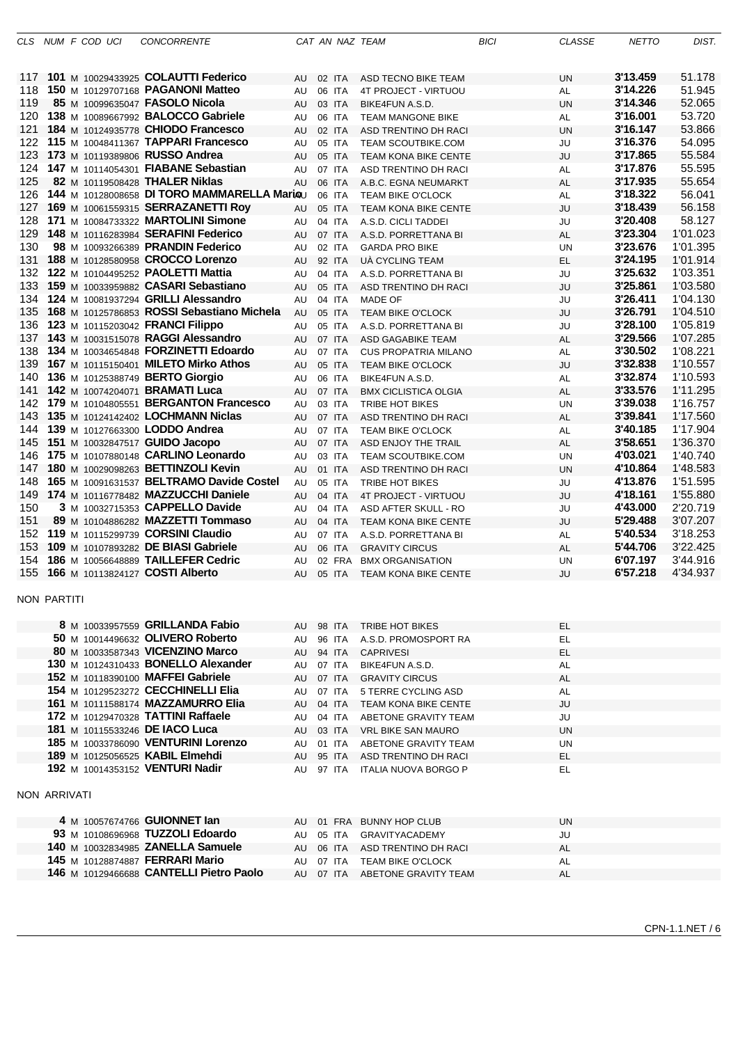| CLS | NUM | F | COD UCI | CONCORRENTE | CAT | AN | NAZ | TEAM | BICI | CLASSE | NETTO | DIST. |
|---|---|---|---|---|---|---|---|---|---|---|---|---|
| 117 | **101** | M | 10029433925 | **COLAUTTI Federico** | AU | 02 | ITA | ASD TECNO BIKE TEAM | | UN | **3'13.459** | 51.178 |
| 118 | **150** | M | 10129707168 | **PAGANONI Matteo** | AU | 06 | ITA | 4T PROJECT - VIRTUOU | | AL | **3'14.226** | 51.945 |
| 119 | **85** | M | 10099635047 | **FASOLO Nicola** | AU | 03 | ITA | BIKE4FUN A.S.D. | | UN | **3'14.346** | 52.065 |
| 120 | **138** | M | 10089667992 | **BALOCCO Gabriele** | AU | 06 | ITA | TEAM MANGONE BIKE | | AL | **3'16.001** | 53.720 |
| 121 | **184** | M | 10124935778 | **CHIODO Francesco** | AU | 02 | ITA | ASD TRENTINO DH RACI | | UN | **3'16.147** | 53.866 |
| 122 | **115** | M | 10048411367 | **TAPPARI Francesco** | AU | 05 | ITA | TEAM SCOUTBIKE.COM | | JU | **3'16.376** | 54.095 |
| 123 | **173** | M | 10119389806 | **RUSSO Andrea** | AU | 05 | ITA | TEAM KONA BIKE CENTE | | JU | **3'17.865** | 55.584 |
| 124 | **147** | M | 10114054301 | **FIABANE Sebastian** | AU | 07 | ITA | ASD TRENTINO DH RACI | | AL | **3'17.876** | 55.595 |
| 125 | **82** | M | 10119508428 | **THALER Niklas** | AU | 06 | ITA | A.B.C. EGNA NEUMARKT | | AL | **3'17.935** | 55.654 |
| 126 | **144** | M | 10128008658 | **DI TORO MAMMARELLA Mario** | AU | 06 | ITA | TEAM BIKE O'CLOCK | | AL | **3'18.322** | 56.041 |
| 127 | **169** | M | 10061559315 | **SERRAZANETTI Roy** | AU | 05 | ITA | TEAM KONA BIKE CENTE | | JU | **3'18.439** | 56.158 |
| 128 | **171** | M | 10084733322 | **MARTOLINI Simone** | AU | 04 | ITA | A.S.D. CICLI TADDEI | | JU | **3'20.408** | 58.127 |
| 129 | **148** | M | 10116283984 | **SERAFINI Federico** | AU | 07 | ITA | A.S.D. PORRETTANA BI | | AL | **3'23.304** | 1'01.023 |
| 130 | **98** | M | 10093266389 | **PRANDIN Federico** | AU | 02 | ITA | GARDA PRO BIKE | | UN | **3'23.676** | 1'01.395 |
| 131 | **188** | M | 10128580958 | **CROCCO Lorenzo** | AU | 92 | ITA | UÀ CYCLING TEAM | | EL | **3'24.195** | 1'01.914 |
| 132 | **122** | M | 10104495252 | **PAOLETTI Mattia** | AU | 04 | ITA | A.S.D. PORRETTANA BI | | JU | **3'25.632** | 1'03.351 |
| 133 | **159** | M | 10033959882 | **CASARI Sebastiano** | AU | 05 | ITA | ASD TRENTINO DH RACI | | JU | **3'25.861** | 1'03.580 |
| 134 | **124** | M | 10081937294 | **GRILLI Alessandro** | AU | 04 | ITA | MADE OF | | JU | **3'26.411** | 1'04.130 |
| 135 | **168** | M | 10125786853 | **ROSSI Sebastiano Michela** | AU | 05 | ITA | TEAM BIKE O'CLOCK | | JU | **3'26.791** | 1'04.510 |
| 136 | **123** | M | 10115203042 | **FRANCI Filippo** | AU | 05 | ITA | A.S.D. PORRETTANA BI | | JU | **3'28.100** | 1'05.819 |
| 137 | **143** | M | 10031515078 | **RAGGI Alessandro** | AU | 07 | ITA | ASD GAGABIKE TEAM | | AL | **3'29.566** | 1'07.285 |
| 138 | **134** | M | 10034654848 | **FORZINETTI Edoardo** | AU | 07 | ITA | CUS PROPATRIA MILANO | | AL | **3'30.502** | 1'08.221 |
| 139 | **167** | M | 10115150401 | **MILETO Mirko Athos** | AU | 05 | ITA | TEAM BIKE O'CLOCK | | JU | **3'32.838** | 1'10.557 |
| 140 | **136** | M | 10125388749 | **BERTO Giorgio** | AU | 06 | ITA | BIKE4FUN A.S.D. | | AL | **3'32.874** | 1'10.593 |
| 141 | **142** | M | 10074204071 | **BRAMATI Luca** | AU | 07 | ITA | BMX CICLISTICA OLGIA | | AL | **3'33.576** | 1'11.295 |
| 142 | **179** | M | 10104805551 | **BERGANTON Francesco** | AU | 03 | ITA | TRIBE HOT BIKES | | UN | **3'39.038** | 1'16.757 |
| 143 | **135** | M | 10124142402 | **LOCHMANN Niclas** | AU | 07 | ITA | ASD TRENTINO DH RACI | | AL | **3'39.841** | 1'17.560 |
| 144 | **139** | M | 10127663300 | **LODDO Andrea** | AU | 07 | ITA | TEAM BIKE O'CLOCK | | AL | **3'40.185** | 1'17.904 |
| 145 | **151** | M | 10032847517 | **GUIDO Jacopo** | AU | 07 | ITA | ASD ENJOY THE TRAIL | | AL | **3'58.651** | 1'36.370 |
| 146 | **175** | M | 10107880148 | **CARLINO Leonardo** | AU | 03 | ITA | TEAM SCOUTBIKE.COM | | UN | **4'03.021** | 1'40.740 |
| 147 | **180** | M | 10029098263 | **BETTINZOLI Kevin** | AU | 01 | ITA | ASD TRENTINO DH RACI | | UN | **4'10.864** | 1'48.583 |
| 148 | **165** | M | 10091631537 | **BELTRAMO Davide Costel** | AU | 05 | ITA | TRIBE HOT BIKES | | JU | **4'13.876** | 1'51.595 |
| 149 | **174** | M | 10116778482 | **MAZZUCCHI Daniele** | AU | 04 | ITA | 4T PROJECT - VIRTUOU | | JU | **4'18.161** | 1'55.880 |
| 150 | **3** | M | 10032715353 | **CAPPELLO Davide** | AU | 04 | ITA | ASD AFTER SKULL - RO | | JU | **4'43.000** | 2'20.719 |
| 151 | **89** | M | 10104886282 | **MAZZETTI Tommaso** | AU | 04 | ITA | TEAM KONA BIKE CENTE | | JU | **5'29.488** | 3'07.207 |
| 152 | **119** | M | 10115299739 | **CORSINI Claudio** | AU | 07 | ITA | A.S.D. PORRETTANA BI | | AL | **5'40.534** | 3'18.253 |
| 153 | **109** | M | 10107893282 | **DE BIASI Gabriele** | AU | 06 | ITA | GRAVITY CIRCUS | | AL | **5'44.706** | 3'22.425 |
| 154 | **186** | M | 10056648889 | **TAILLEFER Cedric** | AU | 02 | FRA | BMX ORGANISATION | | UN | **6'07.197** | 3'44.916 |
| 155 | **166** | M | 10113824127 | **COSTI Alberto** | AU | 05 | ITA | TEAM KONA BIKE CENTE | | JU | **6'57.218** | 4'34.937 |

NON PARTITI

| NUM | F | COD UCI | CONCORRENTE | CAT | AN | NAZ | TEAM | CLASSE |
|---|---|---|---|---|---|---|---|---|
| **8** | M | 10033957559 | **GRILLANDA Fabio** | AU | 98 | ITA | TRIBE HOT BIKES | EL |
| **50** | M | 10014496632 | **OLIVERO Roberto** | AU | 96 | ITA | A.S.D. PROMOSPORT RA | EL |
| **80** | M | 10033587343 | **VICENZINO Marco** | AU | 94 | ITA | CAPRIVESI | EL |
| **130** | M | 10124310433 | **BONELLO Alexander** | AU | 07 | ITA | BIKE4FUN A.S.D. | AL |
| **152** | M | 10118390100 | **MAFFEI Gabriele** | AU | 07 | ITA | GRAVITY CIRCUS | AL |
| **154** | M | 10129523272 | **CECCHINELLI Elia** | AU | 07 | ITA | 5 TERRE CYCLING ASD | AL |
| **161** | M | 10111588174 | **MAZZAMURRO Elia** | AU | 04 | ITA | TEAM KONA BIKE CENTE | JU |
| **172** | M | 10129470328 | **TATTINI Raffaele** | AU | 04 | ITA | ABETONE GRAVITY TEAM | JU |
| **181** | M | 10115533246 | **DE IACO Luca** | AU | 03 | ITA | VRL BIKE SAN MAURO | UN |
| **185** | M | 10033786090 | **VENTURINI Lorenzo** | AU | 01 | ITA | ABETONE GRAVITY TEAM | UN |
| **189** | M | 10125056525 | **KABIL Elmehdi** | AU | 95 | ITA | ASD TRENTINO DH RACI | EL |
| **192** | M | 10014353152 | **VENTURI Nadir** | AU | 97 | ITA | ITALIA NUOVA BORGO P | EL |

NON ARRIVATI

| NUM | F | COD UCI | CONCORRENTE | CAT | AN | NAZ | TEAM | CLASSE |
|---|---|---|---|---|---|---|---|---|
| **4** | M | 10057674766 | **GUIONNET Ian** | AU | 01 | FRA | BUNNY HOP CLUB | UN |
| **93** | M | 10108696968 | **TUZZOLI Edoardo** | AU | 05 | ITA | GRAVITYACADEMY | JU |
| **140** | M | 10032834985 | **ZANELLA Samuele** | AU | 06 | ITA | ASD TRENTINO DH RACI | AL |
| **145** | M | 10128874887 | **FERRARI Mario** | AU | 07 | ITA | TEAM BIKE O'CLOCK | AL |
| **146** | M | 10129466688 | **CANTELLI Pietro Paolo** | AU | 07 | ITA | ABETONE GRAVITY TEAM | AL |

CPN-1.1.NET / 6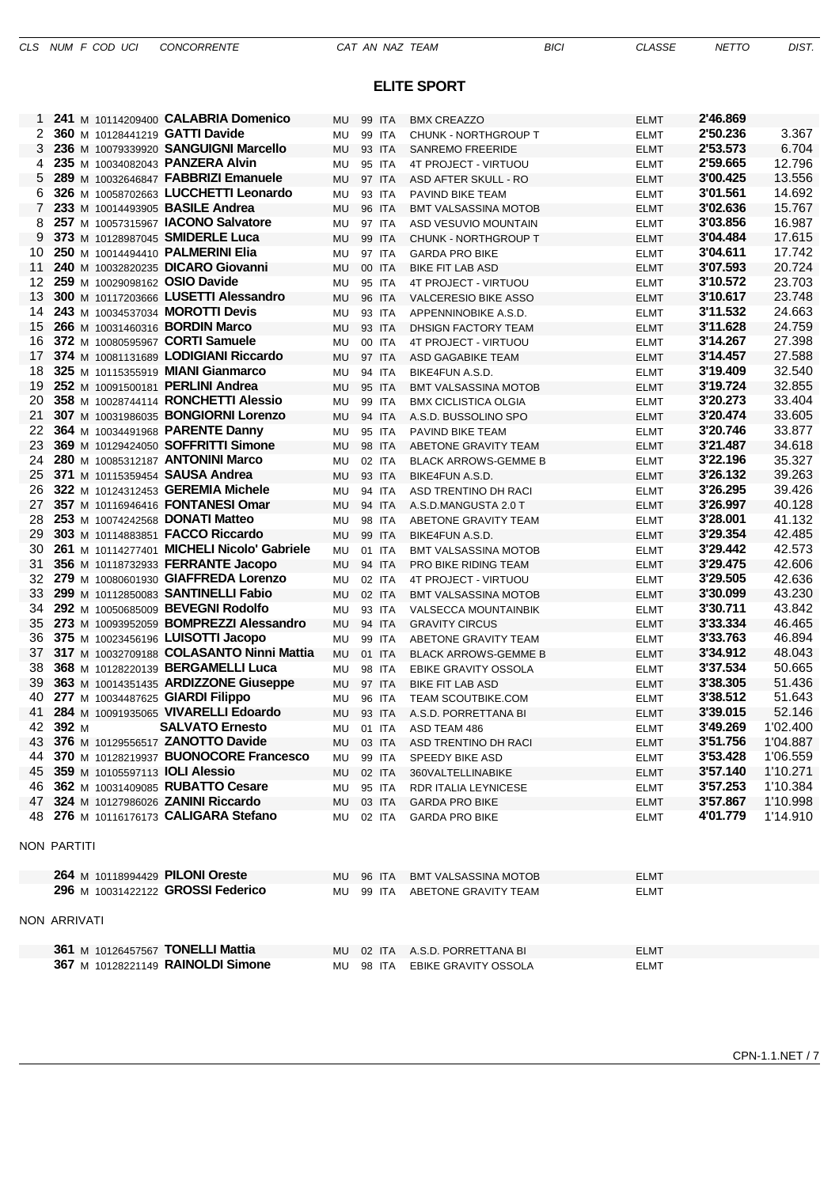## ELITE SPORT

| CLS | NUM | F | COD UCI | CONCORRENTE | CAT | AN | NAZ | TEAM | BICI | CLASSE | NETTO | DIST. |
|---|---|---|---|---|---|---|---|---|---|---|---|---|
| 1 | **241** | M | 10114209400 | **CALABRIA Domenico** | MU | 99 | ITA | BMX CREAZZO | | ELMT | **2'46.869** | |
| 2 | **360** | M | 10128441219 | **GATTI Davide** | MU | 99 | ITA | CHUNK - NORTHGROUP T | | ELMT | **2'50.236** | 3.367 |
| 3 | **236** | M | 10079339920 | **SANGUIGNI Marcello** | MU | 93 | ITA | SANREMO FREERIDE | | ELMT | **2'53.573** | 6.704 |
| 4 | **235** | M | 10034082043 | **PANZERA Alvin** | MU | 95 | ITA | 4T PROJECT - VIRTUOU | | ELMT | **2'59.665** | 12.796 |
| 5 | **289** | M | 10032646847 | **FABBRIZI Emanuele** | MU | 97 | ITA | ASD AFTER SKULL - RO | | ELMT | **3'00.425** | 13.556 |
| 6 | **326** | M | 10058702663 | **LUCCHETTI Leonardo** | MU | 93 | ITA | PAVIND BIKE TEAM | | ELMT | **3'01.561** | 14.692 |
| 7 | **233** | M | 10014493905 | **BASILE Andrea** | MU | 96 | ITA | BMT VALSASSINA MOTOB | | ELMT | **3'02.636** | 15.767 |
| 8 | **257** | M | 10057315967 | **IACONO Salvatore** | MU | 97 | ITA | ASD VESUVIO MOUNTAIN | | ELMT | **3'03.856** | 16.987 |
| 9 | **373** | M | 10128987045 | **SMIDERLE Luca** | MU | 99 | ITA | CHUNK - NORTHGROUP T | | ELMT | **3'04.484** | 17.615 |
| 10 | **250** | M | 10014494410 | **PALMERINI Elia** | MU | 97 | ITA | GARDA PRO BIKE | | ELMT | **3'04.611** | 17.742 |
| 11 | **240** | M | 10032820235 | **DICARO Giovanni** | MU | 00 | ITA | BIKE FIT LAB ASD | | ELMT | **3'07.593** | 20.724 |
| 12 | **259** | M | 10029098162 | **OSIO Davide** | MU | 95 | ITA | 4T PROJECT - VIRTUOU | | ELMT | **3'10.572** | 23.703 |
| 13 | **300** | M | 10117203666 | **LUSETTI Alessandro** | MU | 96 | ITA | VALCERESIO BIKE ASSO | | ELMT | **3'10.617** | 23.748 |
| 14 | **243** | M | 10034537034 | **MOROTTI Devis** | MU | 93 | ITA | APPENNINOBIKE A.S.D. | | ELMT | **3'11.532** | 24.663 |
| 15 | **266** | M | 10031460316 | **BORDIN Marco** | MU | 93 | ITA | DHSIGN FACTORY TEAM | | ELMT | **3'11.628** | 24.759 |
| 16 | **372** | M | 10080595967 | **CORTI Samuele** | MU | 00 | ITA | 4T PROJECT - VIRTUOU | | ELMT | **3'14.267** | 27.398 |
| 17 | **374** | M | 10081131689 | **LODIGIANI Riccardo** | MU | 97 | ITA | ASD GAGABIKE TEAM | | ELMT | **3'14.457** | 27.588 |
| 18 | **325** | M | 10115355919 | **MIANI Gianmarco** | MU | 94 | ITA | BIKE4FUN A.S.D. | | ELMT | **3'19.409** | 32.540 |
| 19 | **252** | M | 10091500181 | **PERLINI Andrea** | MU | 95 | ITA | BMT VALSASSINA MOTOB | | ELMT | **3'19.724** | 32.855 |
| 20 | **358** | M | 10028744114 | **RONCHETTI Alessio** | MU | 99 | ITA | BMX CICLISTICA OLGIA | | ELMT | **3'20.273** | 33.404 |
| 21 | **307** | M | 10031986035 | **BONGIORNI Lorenzo** | MU | 94 | ITA | A.S.D. BUSSOLINO SPO | | ELMT | **3'20.474** | 33.605 |
| 22 | **364** | M | 10034491968 | **PARENTE Danny** | MU | 95 | ITA | PAVIND BIKE TEAM | | ELMT | **3'20.746** | 33.877 |
| 23 | **369** | M | 10129424050 | **SOFFRITTI Simone** | MU | 98 | ITA | ABETONE GRAVITY TEAM | | ELMT | **3'21.487** | 34.618 |
| 24 | **280** | M | 10085312187 | **ANTONINI Marco** | MU | 02 | ITA | BLACK ARROWS-GEMME B | | ELMT | **3'22.196** | 35.327 |
| 25 | **371** | M | 10115359454 | **SAUSA Andrea** | MU | 93 | ITA | BIKE4FUN A.S.D. | | ELMT | **3'26.132** | 39.263 |
| 26 | **322** | M | 10124312453 | **GEREMIA Michele** | MU | 94 | ITA | ASD TRENTINO DH RACI | | ELMT | **3'26.295** | 39.426 |
| 27 | **357** | M | 10116946416 | **FONTANESI Omar** | MU | 94 | ITA | A.S.D.MANGUSTA 2.0 T | | ELMT | **3'26.997** | 40.128 |
| 28 | **253** | M | 10074242568 | **DONATI Matteo** | MU | 98 | ITA | ABETONE GRAVITY TEAM | | ELMT | **3'28.001** | 41.132 |
| 29 | **303** | M | 10114883851 | **FACCO Riccardo** | MU | 99 | ITA | BIKE4FUN A.S.D. | | ELMT | **3'29.354** | 42.485 |
| 30 | **261** | M | 10114277401 | **MICHELI Nicolo' Gabriele** | MU | 01 | ITA | BMT VALSASSINA MOTOB | | ELMT | **3'29.442** | 42.573 |
| 31 | **356** | M | 10118732933 | **FERRANTE Jacopo** | MU | 94 | ITA | PRO BIKE RIDING TEAM | | ELMT | **3'29.475** | 42.606 |
| 32 | **279** | M | 10080601930 | **GIAFFREDA Lorenzo** | MU | 02 | ITA | 4T PROJECT - VIRTUOU | | ELMT | **3'29.505** | 42.636 |
| 33 | **299** | M | 10112850083 | **SANTINELLI Fabio** | MU | 02 | ITA | BMT VALSASSINA MOTOB | | ELMT | **3'30.099** | 43.230 |
| 34 | **292** | M | 10050685009 | **BEVEGNI Rodolfo** | MU | 93 | ITA | VALSECCA MOUNTAINBIK | | ELMT | **3'30.711** | 43.842 |
| 35 | **273** | M | 10093952059 | **BOMPREZZI Alessandro** | MU | 94 | ITA | GRAVITY CIRCUS | | ELMT | **3'33.334** | 46.465 |
| 36 | **375** | M | 10023456196 | **LUISOTTI Jacopo** | MU | 99 | ITA | ABETONE GRAVITY TEAM | | ELMT | **3'33.763** | 46.894 |
| 37 | **317** | M | 10032709188 | **COLASANTO Ninni Mattia** | MU | 01 | ITA | BLACK ARROWS-GEMME B | | ELMT | **3'34.912** | 48.043 |
| 38 | **368** | M | 10128220139 | **BERGAMELLI Luca** | MU | 98 | ITA | EBIKE GRAVITY OSSOLA | | ELMT | **3'37.534** | 50.665 |
| 39 | **363** | M | 10014351435 | **ARDIZZONE Giuseppe** | MU | 97 | ITA | BIKE FIT LAB ASD | | ELMT | **3'38.305** | 51.436 |
| 40 | **277** | M | 10034487625 | **GIARDI Filippo** | MU | 96 | ITA | TEAM SCOUTBIKE.COM | | ELMT | **3'38.512** | 51.643 |
| 41 | **284** | M | 10091935065 | **VIVARELLI Edoardo** | MU | 93 | ITA | A.S.D. PORRETTANA BI | | ELMT | **3'39.015** | 52.146 |
| 42 | **392** | M | | **SALVATO Ernesto** | MU | 01 | ITA | ASD TEAM 486 | | ELMT | **3'49.269** | 1'02.400 |
| 43 | **376** | M | 10129556517 | **ZANOTTO Davide** | MU | 03 | ITA | ASD TRENTINO DH RACI | | ELMT | **3'51.756** | 1'04.887 |
| 44 | **370** | M | 10128219937 | **BUONOCORE Francesco** | MU | 99 | ITA | SPEEDY BIKE ASD | | ELMT | **3'53.428** | 1'06.559 |
| 45 | **359** | M | 10105597113 | **IOLI Alessio** | MU | 02 | ITA | 360VALTELLINABIKE | | ELMT | **3'57.140** | 1'10.271 |
| 46 | **362** | M | 10031409085 | **RUBATTO Cesare** | MU | 95 | ITA | RDR ITALIA LEYNICESE | | ELMT | **3'57.253** | 1'10.384 |
| 47 | **324** | M | 10127986026 | **ZANINI Riccardo** | MU | 03 | ITA | GARDA PRO BIKE | | ELMT | **3'57.867** | 1'10.998 |
| 48 | **276** | M | 10116176173 | **CALIGARA Stefano** | MU | 02 | ITA | GARDA PRO BIKE | | ELMT | **4'01.779** | 1'14.910 |

NON PARTITI

| CLS | NUM | F | COD UCI | CONCORRENTE | CAT | AN | NAZ | TEAM | BICI | CLASSE | NETTO | DIST. |
|---|---|---|---|---|---|---|---|---|---|---|---|---|
| | **264** | M | 10118994429 | **PILONI Oreste** | MU | 96 | ITA | BMT VALSASSINA MOTOB | | ELMT | | |
| | **296** | M | 10031422122 | **GROSSI Federico** | MU | 99 | ITA | ABETONE GRAVITY TEAM | | ELMT | | |

NON ARRIVATI

| CLS | NUM | F | COD UCI | CONCORRENTE | CAT | AN | NAZ | TEAM | BICI | CLASSE | NETTO | DIST. |
|---|---|---|---|---|---|---|---|---|---|---|---|---|
| | **361** | M | 10126457567 | **TONELLI Mattia** | MU | 02 | ITA | A.S.D. PORRETTANA BI | | ELMT | | |
| | **367** | M | 10128221149 | **RAINOLDI Simone** | MU | 98 | ITA | EBIKE GRAVITY OSSOLA | | ELMT | | |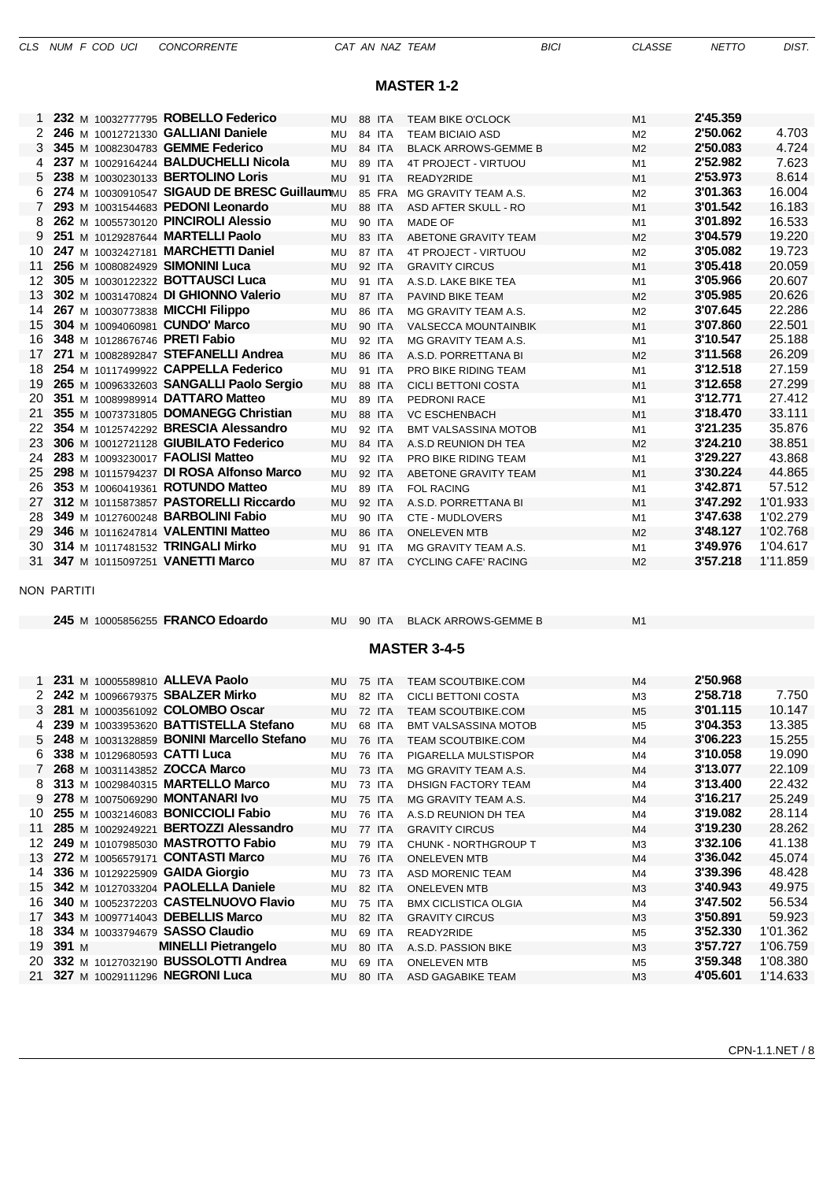| CLS | NUM | F | COD UCI | CONCORRENTE | CAT | AN | NAZ | TEAM | BICI | CLASSE | NETTO | DIST. |
|---|---|---|---|---|---|---|---|---|---|---|---|---|

## MASTER 1-2

| CLS | NUM | F | COD UCI | CONCORRENTE | CAT | AN | NAZ | TEAM | BICI | CLASSE | NETTO | DIST. |
|---|---|---|---|---|---|---|---|---|---|---|---|---|
| 1 | **232** | M | 10032777795 | **ROBELLO Federico** | MU | 88 | ITA | TEAM BIKE O'CLOCK | | M1 | **2'45.359** | |
| 2 | **246** | M | 10012721330 | **GALLIANI Daniele** | MU | 84 | ITA | TEAM BICIAIO ASD | | M2 | **2'50.062** | 4.703 |
| 3 | **345** | M | 10082304783 | **GEMME Federico** | MU | 84 | ITA | BLACK ARROWS-GEMME B | | M2 | **2'50.083** | 4.724 |
| 4 | **237** | M | 10029164244 | **BALDUCHELLI Nicola** | MU | 89 | ITA | 4T PROJECT - VIRTUOU | | M1 | **2'52.982** | 7.623 |
| 5 | **238** | M | 10030230133 | **BERTOLINO Loris** | MU | 91 | ITA | READY2RIDE | | M1 | **2'53.973** | 8.614 |
| 6 | **274** | M | 10030910547 | **SIGAUD DE BRESC Guillaum** | MU | 85 | FRA | MG GRAVITY TEAM A.S. | | M2 | **3'01.363** | 16.004 |
| 7 | **293** | M | 10031544683 | **PEDONI Leonardo** | MU | 88 | ITA | ASD AFTER SKULL - RO | | M1 | **3'01.542** | 16.183 |
| 8 | **262** | M | 10055730120 | **PINCIROLI Alessio** | MU | 90 | ITA | MADE OF | | M1 | **3'01.892** | 16.533 |
| 9 | **251** | M | 10129287644 | **MARTELLI Paolo** | MU | 83 | ITA | ABETONE GRAVITY TEAM | | M2 | **3'04.579** | 19.220 |
| 10 | **247** | M | 10032427181 | **MARCHETTI Daniel** | MU | 87 | ITA | 4T PROJECT - VIRTUOU | | M2 | **3'05.082** | 19.723 |
| 11 | **256** | M | 10080824929 | **SIMONINI Luca** | MU | 92 | ITA | GRAVITY CIRCUS | | M1 | **3'05.418** | 20.059 |
| 12 | **305** | M | 10030122322 | **BOTTAUSCI Luca** | MU | 91 | ITA | A.S.D. LAKE BIKE TEA | | M1 | **3'05.966** | 20.607 |
| 13 | **302** | M | 10031470824 | **DI GHIONNO Valerio** | MU | 87 | ITA | PAVIND BIKE TEAM | | M2 | **3'05.985** | 20.626 |
| 14 | **267** | M | 10030773838 | **MICCHI Filippo** | MU | 86 | ITA | MG GRAVITY TEAM A.S. | | M2 | **3'07.645** | 22.286 |
| 15 | **304** | M | 10094060981 | **CUNDO' Marco** | MU | 90 | ITA | VALSECCA MOUNTAINBIK | | M1 | **3'07.860** | 22.501 |
| 16 | **348** | M | 10128676746 | **PRETI Fabio** | MU | 92 | ITA | MG GRAVITY TEAM A.S. | | M1 | **3'10.547** | 25.188 |
| 17 | **271** | M | 10082892847 | **STEFANELLI Andrea** | MU | 86 | ITA | A.S.D. PORRETTANA BI | | M2 | **3'11.568** | 26.209 |
| 18 | **254** | M | 10117499922 | **CAPPELLA Federico** | MU | 91 | ITA | PRO BIKE RIDING TEAM | | M1 | **3'12.518** | 27.159 |
| 19 | **265** | M | 10096332603 | **SANGALLI Paolo Sergio** | MU | 88 | ITA | CICLI BETTONI COSTA | | M1 | **3'12.658** | 27.299 |
| 20 | **351** | M | 10089989914 | **DATTARO Matteo** | MU | 89 | ITA | PEDRONI RACE | | M1 | **3'12.771** | 27.412 |
| 21 | **355** | M | 10073731805 | **DOMANEGG Christian** | MU | 88 | ITA | VC ESCHENBACH | | M1 | **3'18.470** | 33.111 |
| 22 | **354** | M | 10125742292 | **BRESCIA Alessandro** | MU | 92 | ITA | BMT VALSASSINA MOTOB | | M1 | **3'21.235** | 35.876 |
| 23 | **306** | M | 10012721128 | **GIUBILATO Federico** | MU | 84 | ITA | A.S.D REUNION DH TEA | | M2 | **3'24.210** | 38.851 |
| 24 | **283** | M | 10093230017 | **FAOLISI Matteo** | MU | 92 | ITA | PRO BIKE RIDING TEAM | | M1 | **3'29.227** | 43.868 |
| 25 | **298** | M | 10115794237 | **DI ROSA Alfonso Marco** | MU | 92 | ITA | ABETONE GRAVITY TEAM | | M1 | **3'30.224** | 44.865 |
| 26 | **353** | M | 10060419361 | **ROTUNDO Matteo** | MU | 89 | ITA | FOL RACING | | M1 | **3'42.871** | 57.512 |
| 27 | **312** | M | 10115873857 | **PASTORELLI Riccardo** | MU | 92 | ITA | A.S.D. PORRETTANA BI | | M1 | **3'47.292** | 1'01.933 |
| 28 | **349** | M | 10127600248 | **BARBOLINI Fabio** | MU | 90 | ITA | CTE - MUDLOVERS | | M1 | **3'47.638** | 1'02.279 |
| 29 | **346** | M | 10116247814 | **VALENTINI Matteo** | MU | 86 | ITA | ONELEVEN MTB | | M2 | **3'48.127** | 1'02.768 |
| 30 | **314** | M | 10117481532 | **TRINGALI Mirko** | MU | 91 | ITA | MG GRAVITY TEAM A.S. | | M1 | **3'49.976** | 1'04.617 |
| 31 | **347** | M | 10115097251 | **VANETTI Marco** | MU | 87 | ITA | CYCLING CAFE' RACING | | M2 | **3'57.218** | 1'11.859 |

NON PARTITI

| CLS | NUM | F | COD UCI | CONCORRENTE | CAT | AN | NAZ | TEAM | BICI | CLASSE | NETTO | DIST. |
|---|---|---|---|---|---|---|---|---|---|---|---|---|
| | **245** | M | 10005856255 | **FRANCO Edoardo** | MU | 90 | ITA | BLACK ARROWS-GEMME B | | M1 | | |

## MASTER 3-4-5

| CLS | NUM | F | COD UCI | CONCORRENTE | CAT | AN | NAZ | TEAM | BICI | CLASSE | NETTO | DIST. |
|---|---|---|---|---|---|---|---|---|---|---|---|---|
| 1 | **231** | M | 10005589810 | **ALLEVA Paolo** | MU | 75 | ITA | TEAM SCOUTBIKE.COM | | M4 | **2'50.968** | |
| 2 | **242** | M | 10096679375 | **SBALZER Mirko** | MU | 82 | ITA | CICLI BETTONI COSTA | | M3 | **2'58.718** | 7.750 |
| 3 | **281** | M | 10003561092 | **COLOMBO Oscar** | MU | 72 | ITA | TEAM SCOUTBIKE.COM | | M5 | **3'01.115** | 10.147 |
| 4 | **239** | M | 10033953620 | **BATTISTELLA Stefano** | MU | 68 | ITA | BMT VALSASSINA MOTOB | | M5 | **3'04.353** | 13.385 |
| 5 | **248** | M | 10031328859 | **BONINI Marcello Stefano** | MU | 76 | ITA | TEAM SCOUTBIKE.COM | | M4 | **3'06.223** | 15.255 |
| 6 | **338** | M | 10129680593 | **CATTI Luca** | MU | 76 | ITA | PIGARELLA MULSTISPOR | | M4 | **3'10.058** | 19.090 |
| 7 | **268** | M | 10031143852 | **ZOCCA Marco** | MU | 73 | ITA | MG GRAVITY TEAM A.S. | | M4 | **3'13.077** | 22.109 |
| 8 | **313** | M | 10029840315 | **MARTELLO Marco** | MU | 73 | ITA | DHSIGN FACTORY TEAM | | M4 | **3'13.400** | 22.432 |
| 9 | **278** | M | 10075069290 | **MONTANARI Ivo** | MU | 75 | ITA | MG GRAVITY TEAM A.S. | | M4 | **3'16.217** | 25.249 |
| 10 | **255** | M | 10032146083 | **BONICCIOLI Fabio** | MU | 76 | ITA | A.S.D REUNION DH TEA | | M4 | **3'19.082** | 28.114 |
| 11 | **285** | M | 10029249221 | **BERTOZZI Alessandro** | MU | 77 | ITA | GRAVITY CIRCUS | | M4 | **3'19.230** | 28.262 |
| 12 | **249** | M | 10107985030 | **MASTROTTO Fabio** | MU | 79 | ITA | CHUNK - NORTHGROUP T | | M3 | **3'32.106** | 41.138 |
| 13 | **272** | M | 10056579171 | **CONTASTI Marco** | MU | 76 | ITA | ONELEVEN MTB | | M4 | **3'36.042** | 45.074 |
| 14 | **336** | M | 10129225909 | **GAIDA Giorgio** | MU | 73 | ITA | ASD MORENIC TEAM | | M4 | **3'39.396** | 48.428 |
| 15 | **342** | M | 10127033204 | **PAOLELLA Daniele** | MU | 82 | ITA | ONELEVEN MTB | | M3 | **3'40.943** | 49.975 |
| 16 | **340** | M | 10052372203 | **CASTELNUOVO Flavio** | MU | 75 | ITA | BMX CICLISTICA OLGIA | | M4 | **3'47.502** | 56.534 |
| 17 | **343** | M | 10097714043 | **DEBELLIS Marco** | MU | 82 | ITA | GRAVITY CIRCUS | | M3 | **3'50.891** | 59.923 |
| 18 | **334** | M | 10033794679 | **SASSO Claudio** | MU | 69 | ITA | READY2RIDE | | M5 | **3'52.330** | 1'01.362 |
| 19 | **391** | M | | **MINELLI Pietrangelo** | MU | 80 | ITA | A.S.D. PASSION BIKE | | M3 | **3'57.727** | 1'06.759 |
| 20 | **332** | M | 10127032190 | **BUSSOLOTTI Andrea** | MU | 69 | ITA | ONELEVEN MTB | | M5 | **3'59.348** | 1'08.380 |
| 21 | **327** | M | 10029111296 | **NEGRONI Luca** | MU | 80 | ITA | ASD GAGABIKE TEAM | | M3 | **4'05.601** | 1'14.633 |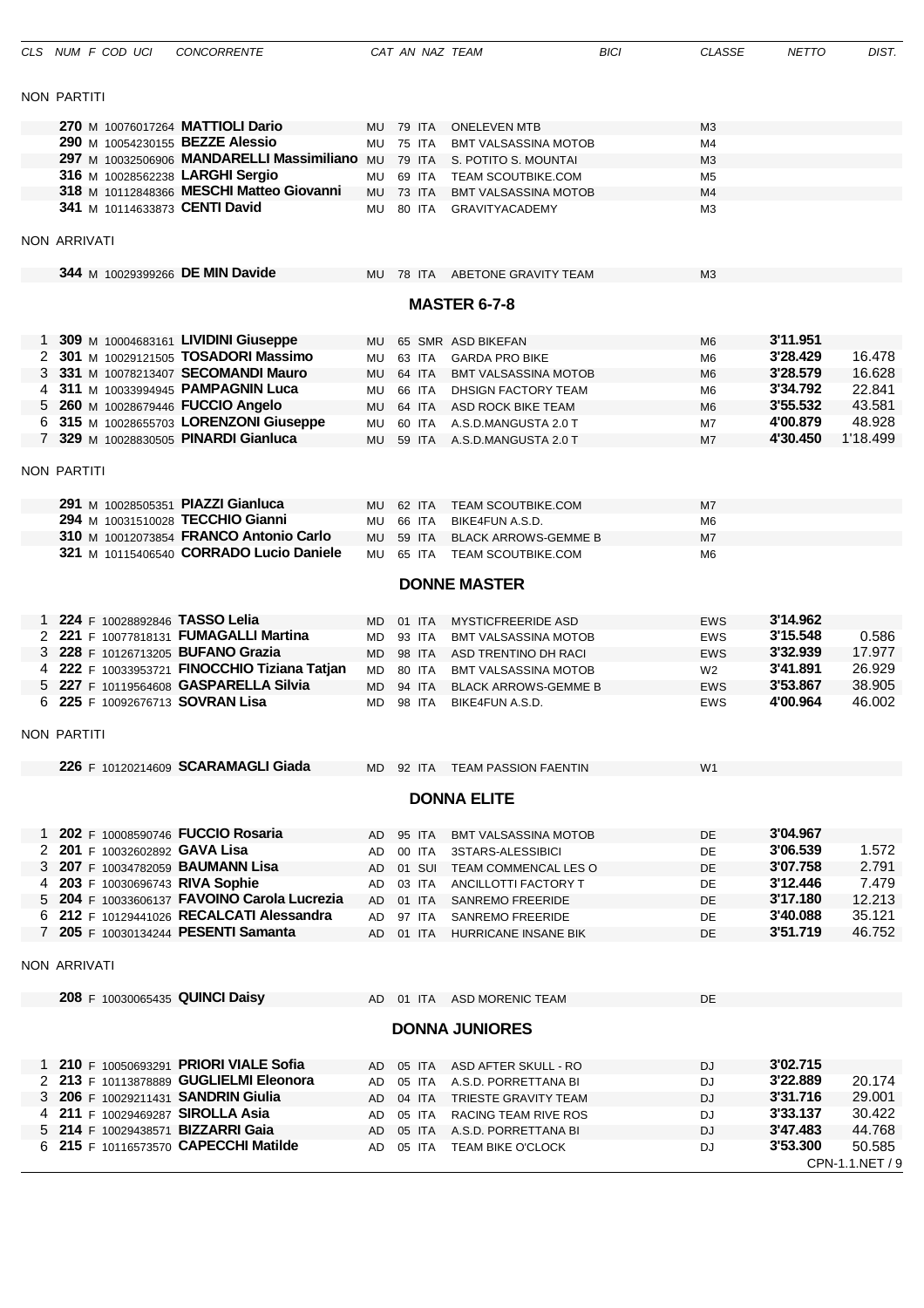| CLS | NUM | F | COD UCI | CONCORRENTE | CAT | AN | NAZ | TEAM | BICI | CLASSE | NETTO | DIST. |
|---|---|---|---|---|---|---|---|---|---|---|---|---|

NON PARTITI

| CLS | NUM | F | COD UCI | CONCORRENTE | CAT | AN | NAZ | TEAM | BICI | CLASSE | NETTO | DIST. |
|---|---|---|---|---|---|---|---|---|---|---|---|---|
| | **270** | M | 10076017264 | **MATTIOLI Dario** | MU | 79 | ITA | ONELEVEN MTB | | M3 | | |
| | **290** | M | 10054230155 | **BEZZE Alessio** | MU | 75 | ITA | BMT VALSASSINA MOTOB | | M4 | | |
| | **297** | M | 10032506906 | **MANDARELLI Massimiliano** | MU | 79 | ITA | S. POTITO S. MOUNTAI | | M3 | | |
| | **316** | M | 10028562238 | **LARGHI Sergio** | MU | 69 | ITA | TEAM SCOUTBIKE.COM | | M5 | | |
| | **318** | M | 10112848366 | **MESCHI Matteo Giovanni** | MU | 73 | ITA | BMT VALSASSINA MOTOB | | M4 | | |
| | **341** | M | 10114633873 | **CENTI David** | MU | 80 | ITA | GRAVITYACADEMY | | M3 | | |

NON ARRIVATI

| CLS | NUM | F | COD UCI | CONCORRENTE | CAT | AN | NAZ | TEAM | BICI | CLASSE | NETTO | DIST. |
|---|---|---|---|---|---|---|---|---|---|---|---|---|
| | **344** | M | 10029399266 | **DE MIN Davide** | MU | 78 | ITA | ABETONE GRAVITY TEAM | | M3 | | |

## MASTER 6-7-8

| CLS | NUM | F | COD UCI | CONCORRENTE | CAT | AN | NAZ | TEAM | BICI | CLASSE | NETTO | DIST. |
|---|---|---|---|---|---|---|---|---|---|---|---|---|
| 1 | **309** | M | 10004683161 | **LIVIDINI Giuseppe** | MU | 65 | SMR | ASD BIKEFAN | | M6 | **3'11.951** | |
| 2 | **301** | M | 10029121505 | **TOSADORI Massimo** | MU | 63 | ITA | GARDA PRO BIKE | | M6 | **3'28.429** | 16.478 |
| 3 | **331** | M | 10078213407 | **SECOMANDI Mauro** | MU | 64 | ITA | BMT VALSASSINA MOTOB | | M6 | **3'28.579** | 16.628 |
| 4 | **311** | M | 10033994945 | **PAMPAGNIN Luca** | MU | 66 | ITA | DHSIGN FACTORY TEAM | | M6 | **3'34.792** | 22.841 |
| 5 | **260** | M | 10028679446 | **FUCCIO Angelo** | MU | 64 | ITA | ASD ROCK BIKE TEAM | | M6 | **3'55.532** | 43.581 |
| 6 | **315** | M | 10028655703 | **LORENZONI Giuseppe** | MU | 60 | ITA | A.S.D.MANGUSTA 2.0 T | | M7 | **4'00.879** | 48.928 |
| 7 | **329** | M | 10028830505 | **PINARDI Gianluca** | MU | 59 | ITA | A.S.D.MANGUSTA 2.0 T | | M7 | **4'30.450** | 1'18.499 |

NON PARTITI

| CLS | NUM | F | COD UCI | CONCORRENTE | CAT | AN | NAZ | TEAM | BICI | CLASSE | NETTO | DIST. |
|---|---|---|---|---|---|---|---|---|---|---|---|---|
| | **291** | M | 10028505351 | **PIAZZI Gianluca** | MU | 62 | ITA | TEAM SCOUTBIKE.COM | | M7 | | |
| | **294** | M | 10031510028 | **TECCHIO Gianni** | MU | 66 | ITA | BIKE4FUN A.S.D. | | M6 | | |
| | **310** | M | 10012073854 | **FRANCO Antonio Carlo** | MU | 59 | ITA | BLACK ARROWS-GEMME B | | M7 | | |
| | **321** | M | 10115406540 | **CORRADO Lucio Daniele** | MU | 65 | ITA | TEAM SCOUTBIKE.COM | | M6 | | |

## DONNE MASTER

| CLS | NUM | F | COD UCI | CONCORRENTE | CAT | AN | NAZ | TEAM | BICI | CLASSE | NETTO | DIST. |
|---|---|---|---|---|---|---|---|---|---|---|---|---|
| 1 | **224** | F | 10028892846 | **TASSO Lelia** | MD | 01 | ITA | MYSTICFREERIDE ASD | | EWS | **3'14.962** | |
| 2 | **221** | F | 10077818131 | **FUMAGALLI Martina** | MD | 93 | ITA | BMT VALSASSINA MOTOB | | EWS | **3'15.548** | 0.586 |
| 3 | **228** | F | 10126713205 | **BUFANO Grazia** | MD | 98 | ITA | ASD TRENTINO DH RACI | | EWS | **3'32.939** | 17.977 |
| 4 | **222** | F | 10033953721 | **FINOCCHIO Tiziana Tatjan** | MD | 80 | ITA | BMT VALSASSINA MOTOB | | W2 | **3'41.891** | 26.929 |
| 5 | **227** | F | 10119564608 | **GASPARELLA Silvia** | MD | 94 | ITA | BLACK ARROWS-GEMME B | | EWS | **3'53.867** | 38.905 |
| 6 | **225** | F | 10092676713 | **SOVRAN Lisa** | MD | 98 | ITA | BIKE4FUN A.S.D. | | EWS | **4'00.964** | 46.002 |

NON PARTITI

| CLS | NUM | F | COD UCI | CONCORRENTE | CAT | AN | NAZ | TEAM | BICI | CLASSE | NETTO | DIST. |
|---|---|---|---|---|---|---|---|---|---|---|---|---|
| | **226** | F | 10120214609 | **SCARAMAGLI Giada** | MD | 92 | ITA | TEAM PASSION FAENTIN | | W1 | | |

## DONNA ELITE

| CLS | NUM | F | COD UCI | CONCORRENTE | CAT | AN | NAZ | TEAM | BICI | CLASSE | NETTO | DIST. |
|---|---|---|---|---|---|---|---|---|---|---|---|---|
| 1 | **202** | F | 10008590746 | **FUCCIO Rosaria** | AD | 95 | ITA | BMT VALSASSINA MOTOB | | DE | **3'04.967** | |
| 2 | **201** | F | 10032602892 | **GAVA Lisa** | AD | 00 | ITA | 3STARS-ALESSIBICI | | DE | **3'06.539** | 1.572 |
| 3 | **207** | F | 10034782059 | **BAUMANN Lisa** | AD | 01 | SUI | TEAM COMMENCAL LES O | | DE | **3'07.758** | 2.791 |
| 4 | **203** | F | 10030696743 | **RIVA Sophie** | AD | 03 | ITA | ANCILLOTTI FACTORY T | | DE | **3'12.446** | 7.479 |
| 5 | **204** | F | 10033606137 | **FAVOINO Carola Lucrezia** | AD | 01 | ITA | SANREMO FREERIDE | | DE | **3'17.180** | 12.213 |
| 6 | **212** | F | 10129441026 | **RECALCATI Alessandra** | AD | 97 | ITA | SANREMO FREERIDE | | DE | **3'40.088** | 35.121 |
| 7 | **205** | F | 10030134244 | **PESENTI Samanta** | AD | 01 | ITA | HURRICANE INSANE BIK | | DE | **3'51.719** | 46.752 |

NON ARRIVATI

| CLS | NUM | F | COD UCI | CONCORRENTE | CAT | AN | NAZ | TEAM | BICI | CLASSE | NETTO | DIST. |
|---|---|---|---|---|---|---|---|---|---|---|---|---|
| | **208** | F | 10030065435 | **QUINCI Daisy** | AD | 01 | ITA | ASD MORENIC TEAM | | DE | | |

## DONNA JUNIORES

| CLS | NUM | F | COD UCI | CONCORRENTE | CAT | AN | NAZ | TEAM | BICI | CLASSE | NETTO | DIST. |
|---|---|---|---|---|---|---|---|---|---|---|---|---|
| 1 | **210** | F | 10050693291 | **PRIORI VIALE Sofia** | AD | 05 | ITA | ASD AFTER SKULL - RO | | DJ | **3'02.715** | |
| 2 | **213** | F | 10113878889 | **GUGLIELMI Eleonora** | AD | 05 | ITA | A.S.D. PORRETTANA BI | | DJ | **3'22.889** | 20.174 |
| 3 | **206** | F | 10029211431 | **SANDRIN Giulia** | AD | 04 | ITA | TRIESTE GRAVITY TEAM | | DJ | **3'31.716** | 29.001 |
| 4 | **211** | F | 10029469287 | **SIROLLA Asia** | AD | 05 | ITA | RACING TEAM RIVE ROS | | DJ | **3'33.137** | 30.422 |
| 5 | **214** | F | 10029438571 | **BIZZARRI Gaia** | AD | 05 | ITA | A.S.D. PORRETTANA BI | | DJ | **3'47.483** | 44.768 |
| 6 | **215** | F | 10116573570 | **CAPECCHI Matilde** | AD | 05 | ITA | TEAM BIKE O'CLOCK | | DJ | **3'53.300** | 50.585 |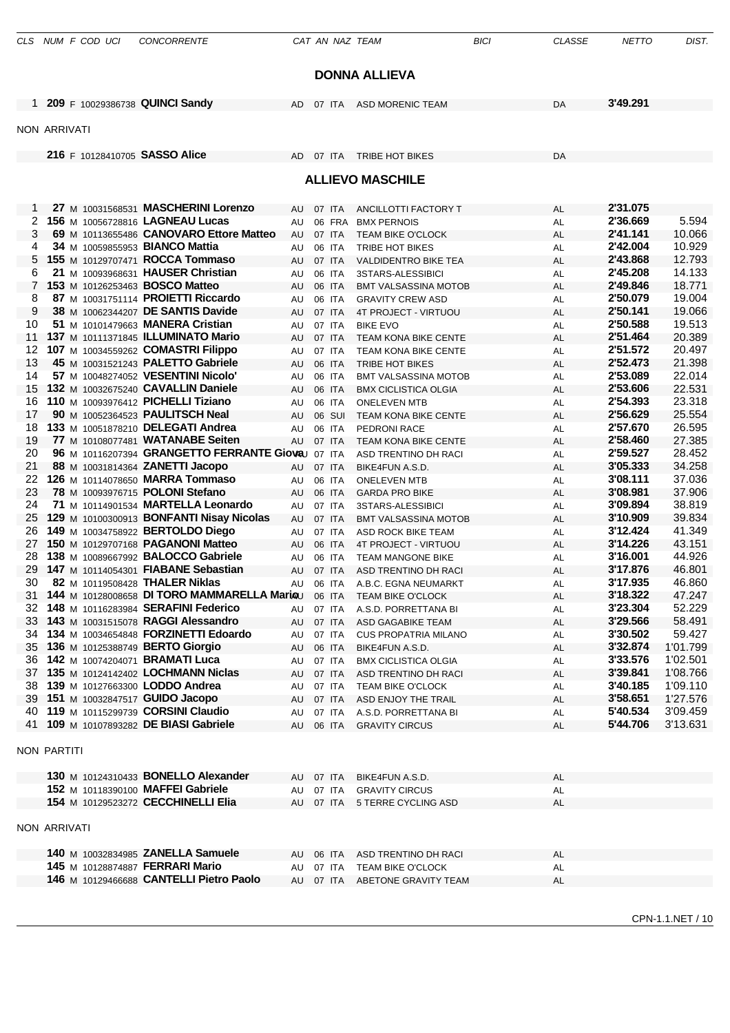| CLS | NUM | F | COD UCI | CONCORRENTE | CAT | AN | NAZ | TEAM | BICI | CLASSE | NETTO | DIST. |
|---|---|---|---|---|---|---|---|---|---|---|---|---|

## DONNA ALLIEVA

| CLS | NUM | F | COD UCI | CONCORRENTE | CAT | AN | NAZ | TEAM | BICI | CLASSE | NETTO | DIST. |
|---|---|---|---|---|---|---|---|---|---|---|---|---|
| 1 | **209** | F | 10029386738 | **QUINCI Sandy** | AD | 07 | ITA | ASD MORENIC TEAM | | DA | **3'49.291** | |

NON ARRIVATI

| CLS | NUM | F | COD UCI | CONCORRENTE | CAT | AN | NAZ | TEAM | BICI | CLASSE | NETTO | DIST. |
|---|---|---|---|---|---|---|---|---|---|---|---|---|
| | **216** | F | 10128410705 | **SASSO Alice** | AD | 07 | ITA | TRIBE HOT BIKES | | DA | | |

## ALLIEVO MASCHILE

| CLS | NUM | F | COD UCI | CONCORRENTE | CAT | AN | NAZ | TEAM | BICI | CLASSE | NETTO | DIST. |
|---|---|---|---|---|---|---|---|---|---|---|---|---|
| 1 | **27** | M | 10031568531 | **MASCHERINI Lorenzo** | AU | 07 | ITA | ANCILLOTTI FACTORY T | | AL | **2'31.075** | |
| 2 | **156** | M | 10056728816 | **LAGNEAU Lucas** | AU | 06 | FRA | BMX PERNOIS | | AL | **2'36.669** | 5.594 |
| 3 | **69** | M | 10113655486 | **CANOVARO Ettore Matteo** | AU | 07 | ITA | TEAM BIKE O'CLOCK | | AL | **2'41.141** | 10.066 |
| 4 | **34** | M | 10059855953 | **BIANCO Mattia** | AU | 06 | ITA | TRIBE HOT BIKES | | AL | **2'42.004** | 10.929 |
| 5 | **155** | M | 10129707471 | **ROCCA Tommaso** | AU | 07 | ITA | VALDIDENTRO BIKE TEA | | AL | **2'43.868** | 12.793 |
| 6 | **21** | M | 10093968631 | **HAUSER Christian** | AU | 06 | ITA | 3STARS-ALESSIBICI | | AL | **2'45.208** | 14.133 |
| 7 | **153** | M | 10126253463 | **BOSCO Matteo** | AU | 06 | ITA | BMT VALSASSINA MOTOB | | AL | **2'49.846** | 18.771 |
| 8 | **87** | M | 10031751114 | **PROIETTI Riccardo** | AU | 06 | ITA | GRAVITY CREW ASD | | AL | **2'50.079** | 19.004 |
| 9 | **38** | M | 10062344207 | **DE SANTIS Davide** | AU | 07 | ITA | 4T PROJECT - VIRTUOU | | AL | **2'50.141** | 19.066 |
| 10 | **51** | M | 10101479663 | **MANERA Cristian** | AU | 07 | ITA | BIKE EVO | | AL | **2'50.588** | 19.513 |
| 11 | **137** | M | 10111371845 | **ILLUMINATO Mario** | AU | 07 | ITA | TEAM KONA BIKE CENTE | | AL | **2'51.464** | 20.389 |
| 12 | **107** | M | 10034559262 | **COMASTRI Filippo** | AU | 07 | ITA | TEAM KONA BIKE CENTE | | AL | **2'51.572** | 20.497 |
| 13 | **45** | M | 10031521243 | **PALETTO Gabriele** | AU | 06 | ITA | TRIBE HOT BIKES | | AL | **2'52.473** | 21.398 |
| 14 | **57** | M | 10048274052 | **VESENTINI Nicolo'** | AU | 06 | ITA | BMT VALSASSINA MOTOB | | AL | **2'53.089** | 22.014 |
| 15 | **132** | M | 10032675240 | **CAVALLIN Daniele** | AU | 06 | ITA | BMX CICLISTICA OLGIA | | AL | **2'53.606** | 22.531 |
| 16 | **110** | M | 10093976412 | **PICHELLI Tiziano** | AU | 06 | ITA | ONELEVEN MTB | | AL | **2'54.393** | 23.318 |
| 17 | **90** | M | 10052364523 | **PAULITSCH Neal** | AU | 06 | SUI | TEAM KONA BIKE CENTE | | AL | **2'56.629** | 25.554 |
| 18 | **133** | M | 10051878210 | **DELEGATI Andrea** | AU | 06 | ITA | PEDRONI RACE | | AL | **2'57.670** | 26.595 |
| 19 | **77** | M | 10108077481 | **WATANABE Seiten** | AU | 07 | ITA | TEAM KONA BIKE CENTE | | AL | **2'58.460** | 27.385 |
| 20 | **96** | M | 10116207394 | **GRANGETTO FERRANTE Giova** | AU | 07 | ITA | ASD TRENTINO DH RACI | | AL | **2'59.527** | 28.452 |
| 21 | **88** | M | 10031814364 | **ZANETTI Jacopo** | AU | 07 | ITA | BIKE4FUN A.S.D. | | AL | **3'05.333** | 34.258 |
| 22 | **126** | M | 10114078650 | **MARRA Tommaso** | AU | 06 | ITA | ONELEVEN MTB | | AL | **3'08.111** | 37.036 |
| 23 | **78** | M | 10093976715 | **POLONI Stefano** | AU | 06 | ITA | GARDA PRO BIKE | | AL | **3'08.981** | 37.906 |
| 24 | **71** | M | 10114901534 | **MARTELLA Leonardo** | AU | 07 | ITA | 3STARS-ALESSIBICI | | AL | **3'09.894** | 38.819 |
| 25 | **129** | M | 10100300913 | **BONFANTI Nisay Nicolas** | AU | 07 | ITA | BMT VALSASSINA MOTOB | | AL | **3'10.909** | 39.834 |
| 26 | **149** | M | 10034758922 | **BERTOLDO Diego** | AU | 07 | ITA | ASD ROCK BIKE TEAM | | AL | **3'12.424** | 41.349 |
| 27 | **150** | M | 10129707168 | **PAGANONI Matteo** | AU | 06 | ITA | 4T PROJECT - VIRTUOU | | AL | **3'14.226** | 43.151 |
| 28 | **138** | M | 10089667992 | **BALOCCO Gabriele** | AU | 06 | ITA | TEAM MANGONE BIKE | | AL | **3'16.001** | 44.926 |
| 29 | **147** | M | 10114054301 | **FIABANE Sebastian** | AU | 07 | ITA | ASD TRENTINO DH RACI | | AL | **3'17.876** | 46.801 |
| 30 | **82** | M | 10119508428 | **THALER Niklas** | AU | 06 | ITA | A.B.C. EGNA NEUMARKT | | AL | **3'17.935** | 46.860 |
| 31 | **144** | M | 10128008658 | **DI TORO MAMMARELLA Mario** | AU | 06 | ITA | TEAM BIKE O'CLOCK | | AL | **3'18.322** | 47.247 |
| 32 | **148** | M | 10116283984 | **SERAFINI Federico** | AU | 07 | ITA | A.S.D. PORRETTANA BI | | AL | **3'23.304** | 52.229 |
| 33 | **143** | M | 10031515078 | **RAGGI Alessandro** | AU | 07 | ITA | ASD GAGABIKE TEAM | | AL | **3'29.566** | 58.491 |
| 34 | **134** | M | 10034654848 | **FORZINETTI Edoardo** | AU | 07 | ITA | CUS PROPATRIA MILANO | | AL | **3'30.502** | 59.427 |
| 35 | **136** | M | 10125388749 | **BERTO Giorgio** | AU | 06 | ITA | BIKE4FUN A.S.D. | | AL | **3'32.874** | 1'01.799 |
| 36 | **142** | M | 10074204071 | **BRAMATI Luca** | AU | 07 | ITA | BMX CICLISTICA OLGIA | | AL | **3'33.576** | 1'02.501 |
| 37 | **135** | M | 10124142402 | **LOCHMANN Niclas** | AU | 07 | ITA | ASD TRENTINO DH RACI | | AL | **3'39.841** | 1'08.766 |
| 38 | **139** | M | 10127663300 | **LODDO Andrea** | AU | 07 | ITA | TEAM BIKE O'CLOCK | | AL | **3'40.185** | 1'09.110 |
| 39 | **151** | M | 10032847517 | **GUIDO Jacopo** | AU | 07 | ITA | ASD ENJOY THE TRAIL | | AL | **3'58.651** | 1'27.576 |
| 40 | **119** | M | 10115299739 | **CORSINI Claudio** | AU | 07 | ITA | A.S.D. PORRETTANA BI | | AL | **5'40.534** | 3'09.459 |
| 41 | **109** | M | 10107893282 | **DE BIASI Gabriele** | AU | 06 | ITA | GRAVITY CIRCUS | | AL | **5'44.706** | 3'13.631 |

NON PARTITI

| CLS | NUM | F | COD UCI | CONCORRENTE | CAT | AN | NAZ | TEAM | BICI | CLASSE | NETTO | DIST. |
|---|---|---|---|---|---|---|---|---|---|---|---|---|
| | **130** | M | 10124310433 | **BONELLO Alexander** | AU | 07 | ITA | BIKE4FUN A.S.D. | | AL | | |
| | **152** | M | 10118390100 | **MAFFEI Gabriele** | AU | 07 | ITA | GRAVITY CIRCUS | | AL | | |
| | **154** | M | 10129523272 | **CECCHINELLI Elia** | AU | 07 | ITA | 5 TERRE CYCLING ASD | | AL | | |

NON ARRIVATI

| CLS | NUM | F | COD UCI | CONCORRENTE | CAT | AN | NAZ | TEAM | BICI | CLASSE | NETTO | DIST. |
|---|---|---|---|---|---|---|---|---|---|---|---|---|
| | **140** | M | 10032834985 | **ZANELLA Samuele** | AU | 06 | ITA | ASD TRENTINO DH RACI | | AL | | |
| | **145** | M | 10128874887 | **FERRARI Mario** | AU | 07 | ITA | TEAM BIKE O'CLOCK | | AL | | |
| | **146** | M | 10129466688 | **CANTELLI Pietro Paolo** | AU | 07 | ITA | ABETONE GRAVITY TEAM | | AL | | |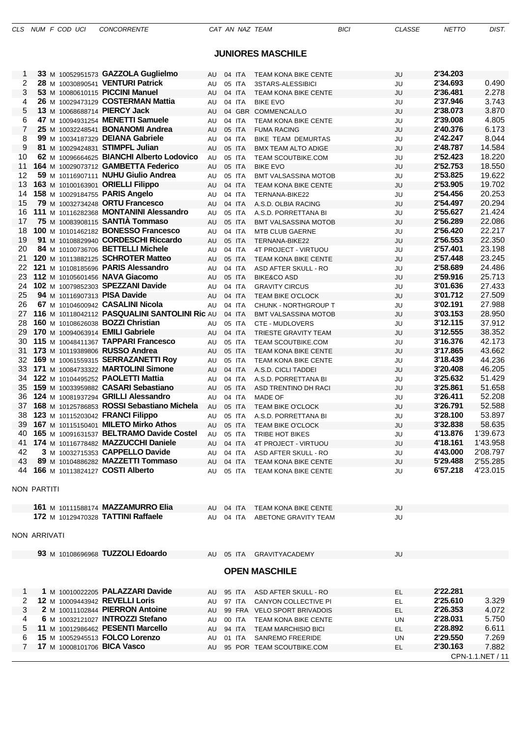## JUNIORES MASCHILE

| CLS | NUM | F | COD UCI | CONCORRENTE | CAT | AN | NAZ | TEAM | BICI | CLASSE | NETTO | DIST. |
|---|---|---|---|---|---|---|---|---|---|---|---|---|
| 1 | **33** | M | 10052951573 | **GAZZOLA Guglielmo** | AU | 04 | ITA | TEAM KONA BIKE CENTE | | JU | **2'34.203** | |
| 2 | **28** | M | 10030890541 | **VENTURI Patrick** | AU | 05 | ITA | 3STARS-ALESSIBICI | | JU | **2'34.693** | 0.490 |
| 3 | **53** | M | 10080610115 | **PICCINI Manuel** | AU | 04 | ITA | TEAM KONA BIKE CENTE | | JU | **2'36.481** | 2.278 |
| 4 | **26** | M | 10029473129 | **COSTERMAN Mattia** | AU | 04 | ITA | BIKE EVO | | JU | **2'37.946** | 3.743 |
| 5 | **13** | M | 10068688714 | **PIERCY Jack** | AU | 04 | GBR | COMMENCAL/LO | | JU | **2'38.073** | 3.870 |
| 6 | **47** | M | 10094931254 | **MENETTI Samuele** | AU | 04 | ITA | TEAM KONA BIKE CENTE | | JU | **2'39.008** | 4.805 |
| 7 | **25** | M | 10032248541 | **BONANOMI Andrea** | AU | 05 | ITA | FUMA RACING | | JU | **2'40.376** | 6.173 |
| 8 | **99** | M | 10034187329 | **DEIANA Gabriele** | AU | 04 | ITA | BIKE TEAM DEMURTAS | | JU | **2'42.247** | 8.044 |
| 9 | **81** | M | 10029424831 | **STIMPFL Julian** | AU | 05 | ITA | BMX TEAM ALTO ADIGE | | JU | **2'48.787** | 14.584 |
| 10 | **62** | M | 10096664625 | **BIANCHI Alberto Lodovico** | AU | 05 | ITA | TEAM SCOUTBIKE.COM | | JU | **2'52.423** | 18.220 |
| 11 | **164** | M | 10029073712 | **GAMBETTA Federico** | AU | 05 | ITA | BIKE EVO | | JU | **2'52.753** | 18.550 |
| 12 | **59** | M | 10116907111 | **NUHU Giulio Andrea** | AU | 05 | ITA | BMT VALSASSINA MOTOB | | JU | **2'53.825** | 19.622 |
| 13 | **163** | M | 10100163901 | **ORIELLI Filippo** | AU | 04 | ITA | TEAM KONA BIKE CENTE | | JU | **2'53.905** | 19.702 |
| 14 | **158** | M | 10029184755 | **PARIS Angelo** | AU | 04 | ITA | TERNANA-BIKE22 | | JU | **2'54.456** | 20.253 |
| 15 | **79** | M | 10032734248 | **ORTU Francesco** | AU | 04 | ITA | A.S.D. OLBIA RACING | | JU | **2'54.497** | 20.294 |
| 16 | **111** | M | 10116282368 | **MONTANINI Alessandro** | AU | 05 | ITA | A.S.D. PORRETTANA BI | | JU | **2'55.627** | 21.424 |
| 17 | **75** | M | 10083908115 | **SANTIÀ Tommaso** | AU | 05 | ITA | BMT VALSASSINA MOTOB | | JU | **2'56.289** | 22.086 |
| 18 | **100** | M | 10101462182 | **BONESSO Francesco** | AU | 04 | ITA | MTB CLUB GAERNE | | JU | **2'56.420** | 22.217 |
| 19 | **91** | M | 10108829940 | **CORDESCHI Riccardo** | AU | 05 | ITA | TERNANA-BIKE22 | | JU | **2'56.553** | 22.350 |
| 20 | **84** | M | 10100736706 | **BETTELLI Michele** | AU | 04 | ITA | 4T PROJECT - VIRTUOU | | JU | **2'57.401** | 23.198 |
| 21 | **120** | M | 10113882125 | **SCHROTER Matteo** | AU | 05 | ITA | TEAM KONA BIKE CENTE | | JU | **2'57.448** | 23.245 |
| 22 | **121** | M | 10108185696 | **PARIS Alessandro** | AU | 04 | ITA | ASD AFTER SKULL - RO | | JU | **2'58.689** | 24.486 |
| 23 | **112** | M | 10105601456 | **NAVA Giacomo** | AU | 05 | ITA | BIKE&CO ASD | | JU | **2'59.916** | 25.713 |
| 24 | **102** | M | 10079852303 | **SPEZZANI Davide** | AU | 04 | ITA | GRAVITY CIRCUS | | JU | **3'01.636** | 27.433 |
| 25 | **94** | M | 10116907313 | **PISA Davide** | AU | 04 | ITA | TEAM BIKE O'CLOCK | | JU | **3'01.712** | 27.509 |
| 26 | **67** | M | 10104600942 | **CASALINI Nicola** | AU | 04 | ITA | CHUNK - NORTHGROUP T | | JU | **3'02.191** | 27.988 |
| 27 | **116** | M | 10118042112 | **PASQUALINI SANTOLINI Ric** | AU | 04 | ITA | BMT VALSASSINA MOTOB | | JU | **3'03.153** | 28.950 |
| 28 | **160** | M | 10108626038 | **BOZZI Christian** | AU | 05 | ITA | CTE - MUDLOVERS | | JU | **3'12.115** | 37.912 |
| 29 | **170** | M | 10094063914 | **EMILI Gabriele** | AU | 04 | ITA | TRIESTE GRAVITY TEAM | | JU | **3'12.555** | 38.352 |
| 30 | **115** | M | 10048411367 | **TAPPARI Francesco** | AU | 05 | ITA | TEAM SCOUTBIKE.COM | | JU | **3'16.376** | 42.173 |
| 31 | **173** | M | 10119389806 | **RUSSO Andrea** | AU | 05 | ITA | TEAM KONA BIKE CENTE | | JU | **3'17.865** | 43.662 |
| 32 | **169** | M | 10061559315 | **SERRAZANETTI Roy** | AU | 05 | ITA | TEAM KONA BIKE CENTE | | JU | **3'18.439** | 44.236 |
| 33 | **171** | M | 10084733322 | **MARTOLINI Simone** | AU | 04 | ITA | A.S.D. CICLI TADDEI | | JU | **3'20.408** | 46.205 |
| 34 | **122** | M | 10104495252 | **PAOLETTI Mattia** | AU | 04 | ITA | A.S.D. PORRETTANA BI | | JU | **3'25.632** | 51.429 |
| 35 | **159** | M | 10033959882 | **CASARI Sebastiano** | AU | 05 | ITA | ASD TRENTINO DH RACI | | JU | **3'25.861** | 51.658 |
| 36 | **124** | M | 10081937294 | **GRILLI Alessandro** | AU | 04 | ITA | MADE OF | | JU | **3'26.411** | 52.208 |
| 37 | **168** | M | 10125786853 | **ROSSI Sebastiano Michela** | AU | 05 | ITA | TEAM BIKE O'CLOCK | | JU | **3'26.791** | 52.588 |
| 38 | **123** | M | 10115203042 | **FRANCI Filippo** | AU | 05 | ITA | A.S.D. PORRETTANA BI | | JU | **3'28.100** | 53.897 |
| 39 | **167** | M | 10115150401 | **MILETO Mirko Athos** | AU | 05 | ITA | TEAM BIKE O'CLOCK | | JU | **3'32.838** | 58.635 |
| 40 | **165** | M | 10091631537 | **BELTRAMO Davide Costel** | AU | 05 | ITA | TRIBE HOT BIKES | | JU | **4'13.876** | 1'39.673 |
| 41 | **174** | M | 10116778482 | **MAZZUCCHI Daniele** | AU | 04 | ITA | 4T PROJECT - VIRTUOU | | JU | **4'18.161** | 1'43.958 |
| 42 | **3** | M | 10032715353 | **CAPPELLO Davide** | AU | 04 | ITA | ASD AFTER SKULL - RO | | JU | **4'43.000** | 2'08.797 |
| 43 | **89** | M | 10104886282 | **MAZZETTI Tommaso** | AU | 04 | ITA | TEAM KONA BIKE CENTE | | JU | **5'29.488** | 2'55.285 |
| 44 | **166** | M | 10113824127 | **COSTI Alberto** | AU | 05 | ITA | TEAM KONA BIKE CENTE | | JU | **6'57.218** | 4'23.015 |

NON PARTITI

| CLS | NUM | F | COD UCI | CONCORRENTE | CAT | AN | NAZ | TEAM | BICI | CLASSE | NETTO | DIST. |
|---|---|---|---|---|---|---|---|---|---|---|---|---|
| | **161** | M | 10111588174 | **MAZZAMURRO Elia** | AU | 04 | ITA | TEAM KONA BIKE CENTE | | JU | | |
| | **172** | M | 10129470328 | **TATTINI Raffaele** | AU | 04 | ITA | ABETONE GRAVITY TEAM | | JU | | |

NON ARRIVATI

| CLS | NUM | F | COD UCI | CONCORRENTE | CAT | AN | NAZ | TEAM | BICI | CLASSE | NETTO | DIST. |
|---|---|---|---|---|---|---|---|---|---|---|---|---|
| | **93** | M | 10108696968 | **TUZZOLI Edoardo** | AU | 05 | ITA | GRAVITYACADEMY | | JU | | |

## OPEN MASCHILE

| CLS | NUM | F | COD UCI | CONCORRENTE | CAT | AN | NAZ | TEAM | BICI | CLASSE | NETTO | DIST. |
|---|---|---|---|---|---|---|---|---|---|---|---|---|
| 1 | **1** | M | 10010022205 | **PALAZZARI Davide** | AU | 95 | ITA | ASD AFTER SKULL - RO | | EL | **2'22.281** | |
| 2 | **12** | M | 10009443942 | **REVELLI Loris** | AU | 97 | ITA | CANYON COLLECTIVE PI | | EL | **2'25.610** | 3.329 |
| 3 | **2** | M | 10011102844 | **PIERRON Antoine** | AU | 99 | FRA | VELO SPORT BRIVADOIS | | EL | **2'26.353** | 4.072 |
| 4 | **6** | M | 10032121027 | **INTROZZI Stefano** | AU | 00 | ITA | TEAM KONA BIKE CENTE | | UN | **2'28.031** | 5.750 |
| 5 | **11** | M | 10012986462 | **PESENTI Marcello** | AU | 94 | ITA | TEAM MARCHISIO BICI | | EL | **2'28.892** | 6.611 |
| 6 | **15** | M | 10052945513 | **FOLCO Lorenzo** | AU | 01 | ITA | SANREMO FREERIDE | | UN | **2'29.550** | 7.269 |
| 7 | **17** | M | 10008101706 | **BICA Vasco** | AU | 95 | POR | TEAM SCOUTBIKE.COM | | EL | **2'30.163** | 7.882 |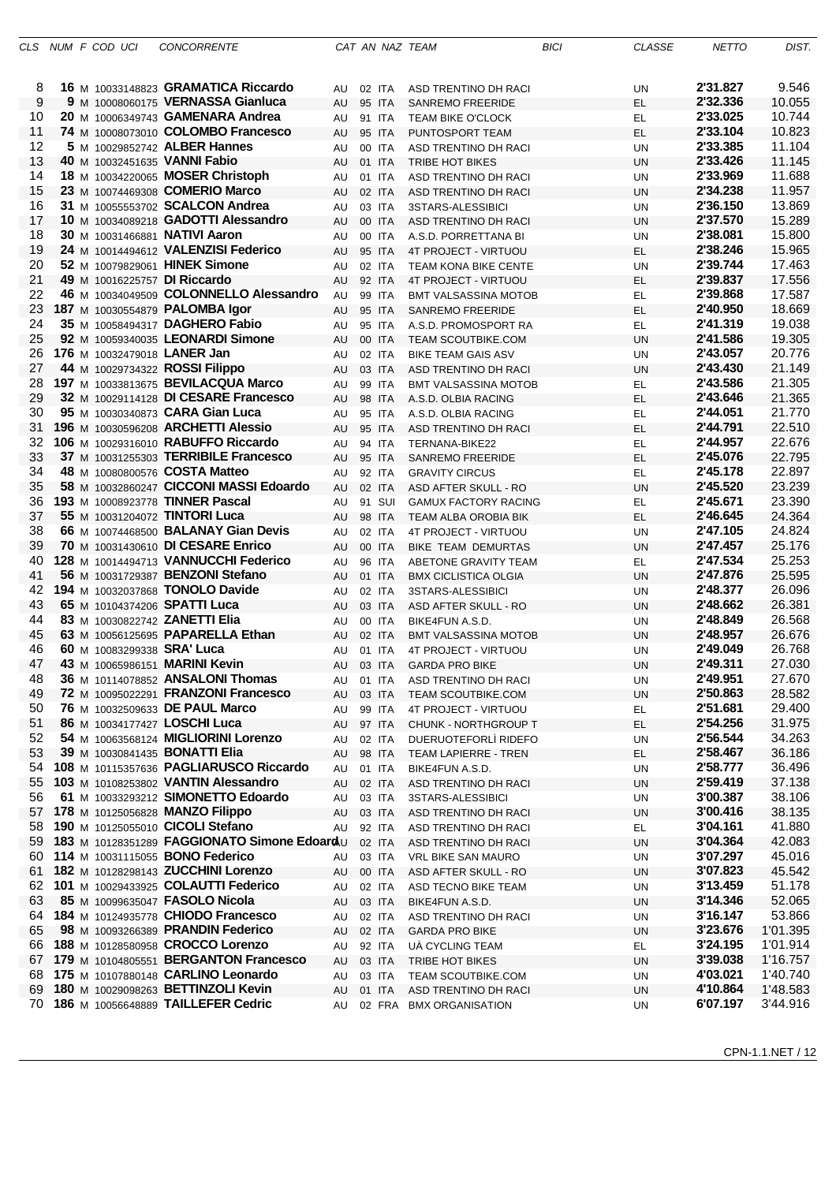| CLS | NUM | F | COD UCI | CONCORRENTE | CAT | AN | NAZ | TEAM | BICI | CLASSE | NETTO | DIST. |
|---|---|---|---|---|---|---|---|---|---|---|---|---|
| 8 | **16** | M | 10033148823 | **GRAMATICA Riccardo** | AU | 02 | ITA | ASD TRENTINO DH RACI | | UN | **2'31.827** | 9.546 |
| 9 | **9** | M | 10008060175 | **VERNASSA Gianluca** | AU | 95 | ITA | SANREMO FREERIDE | | EL | **2'32.336** | 10.055 |
| 10 | **20** | M | 10006349743 | **GAMENARA Andrea** | AU | 91 | ITA | TEAM BIKE O'CLOCK | | EL | **2'33.025** | 10.744 |
| 11 | **74** | M | 10008073010 | **COLOMBO Francesco** | AU | 95 | ITA | PUNTOSPORT TEAM | | EL | **2'33.104** | 10.823 |
| 12 | **5** | M | 10029852742 | **ALBER Hannes** | AU | 00 | ITA | ASD TRENTINO DH RACI | | UN | **2'33.385** | 11.104 |
| 13 | **40** | M | 10032451635 | **VANNI Fabio** | AU | 01 | ITA | TRIBE HOT BIKES | | UN | **2'33.426** | 11.145 |
| 14 | **18** | M | 10034220065 | **MOSER Christoph** | AU | 01 | ITA | ASD TRENTINO DH RACI | | UN | **2'33.969** | 11.688 |
| 15 | **23** | M | 10074469308 | **COMERIO Marco** | AU | 02 | ITA | ASD TRENTINO DH RACI | | UN | **2'34.238** | 11.957 |
| 16 | **31** | M | 10055553702 | **SCALCON Andrea** | AU | 03 | ITA | 3STARS-ALESSIBICI | | UN | **2'36.150** | 13.869 |
| 17 | **10** | M | 10034089218 | **GADOTTI Alessandro** | AU | 00 | ITA | ASD TRENTINO DH RACI | | UN | **2'37.570** | 15.289 |
| 18 | **30** | M | 10031466881 | **NATIVI Aaron** | AU | 00 | ITA | A.S.D. PORRETTANA BI | | UN | **2'38.081** | 15.800 |
| 19 | **24** | M | 10014494612 | **VALENZISI Federico** | AU | 95 | ITA | 4T PROJECT - VIRTUOU | | EL | **2'38.246** | 15.965 |
| 20 | **52** | M | 10079829061 | **HINEK Simone** | AU | 02 | ITA | TEAM KONA BIKE CENTE | | UN | **2'39.744** | 17.463 |
| 21 | **49** | M | 10016225757 | **DI Riccardo** | AU | 92 | ITA | 4T PROJECT - VIRTUOU | | EL | **2'39.837** | 17.556 |
| 22 | **46** | M | 10034049509 | **COLONNELLO Alessandro** | AU | 99 | ITA | BMT VALSASSINA MOTOB | | EL | **2'39.868** | 17.587 |
| 23 | **187** | M | 10030554879 | **PALOMBA Igor** | AU | 95 | ITA | SANREMO FREERIDE | | EL | **2'40.950** | 18.669 |
| 24 | **35** | M | 10058494317 | **DAGHERO Fabio** | AU | 95 | ITA | A.S.D. PROMOSPORT RA | | EL | **2'41.319** | 19.038 |
| 25 | **92** | M | 10059340035 | **LEONARDI Simone** | AU | 00 | ITA | TEAM SCOUTBIKE.COM | | UN | **2'41.586** | 19.305 |
| 26 | **176** | M | 10032479018 | **LANER Jan** | AU | 02 | ITA | BIKE TEAM GAIS ASV | | UN | **2'43.057** | 20.776 |
| 27 | **44** | M | 10029734322 | **ROSSI Filippo** | AU | 03 | ITA | ASD TRENTINO DH RACI | | UN | **2'43.430** | 21.149 |
| 28 | **197** | M | 10033813675 | **BEVILACQUA Marco** | AU | 99 | ITA | BMT VALSASSINA MOTOB | | EL | **2'43.586** | 21.305 |
| 29 | **32** | M | 10029114128 | **DI CESARE Francesco** | AU | 98 | ITA | A.S.D. OLBIA RACING | | EL | **2'43.646** | 21.365 |
| 30 | **95** | M | 10030340873 | **CARA Gian Luca** | AU | 95 | ITA | A.S.D. OLBIA RACING | | EL | **2'44.051** | 21.770 |
| 31 | **196** | M | 10030596208 | **ARCHETTI Alessio** | AU | 95 | ITA | ASD TRENTINO DH RACI | | EL | **2'44.791** | 22.510 |
| 32 | **106** | M | 10029316010 | **RABUFFO Riccardo** | AU | 94 | ITA | TERNANA-BIKE22 | | EL | **2'44.957** | 22.676 |
| 33 | **37** | M | 10031255303 | **TERRIBILE Francesco** | AU | 95 | ITA | SANREMO FREERIDE | | EL | **2'45.076** | 22.795 |
| 34 | **48** | M | 10080800576 | **COSTA Matteo** | AU | 92 | ITA | GRAVITY CIRCUS | | EL | **2'45.178** | 22.897 |
| 35 | **58** | M | 10032860247 | **CICCONI MASSI Edoardo** | AU | 02 | ITA | ASD AFTER SKULL - RO | | UN | **2'45.520** | 23.239 |
| 36 | **193** | M | 10008923778 | **TINNER Pascal** | AU | 91 | SUI | GAMUX FACTORY RACING | | EL | **2'45.671** | 23.390 |
| 37 | **55** | M | 10031204072 | **TINTORI Luca** | AU | 98 | ITA | TEAM ALBA OROBIA BIK | | EL | **2'46.645** | 24.364 |
| 38 | **66** | M | 10074468500 | **BALANAY Gian Devis** | AU | 02 | ITA | 4T PROJECT - VIRTUOU | | UN | **2'47.105** | 24.824 |
| 39 | **70** | M | 10031430610 | **DI CESARE Enrico** | AU | 00 | ITA | BIKE TEAM DEMURTAS | | UN | **2'47.457** | 25.176 |
| 40 | **128** | M | 10014494713 | **VANNUCCHI Federico** | AU | 96 | ITA | ABETONE GRAVITY TEAM | | EL | **2'47.534** | 25.253 |
| 41 | **56** | M | 10031729387 | **BENZONI Stefano** | AU | 01 | ITA | BMX CICLISTICA OLGIA | | UN | **2'47.876** | 25.595 |
| 42 | **194** | M | 10032037868 | **TONOLO Davide** | AU | 02 | ITA | 3STARS-ALESSIBICI | | UN | **2'48.377** | 26.096 |
| 43 | **65** | M | 10104374206 | **SPATTI Luca** | AU | 03 | ITA | ASD AFTER SKULL - RO | | UN | **2'48.662** | 26.381 |
| 44 | **83** | M | 10030822742 | **ZANETTI Elia** | AU | 00 | ITA | BIKE4FUN A.S.D. | | UN | **2'48.849** | 26.568 |
| 45 | **63** | M | 10056125695 | **PAPARELLA Ethan** | AU | 02 | ITA | BMT VALSASSINA MOTOB | | UN | **2'48.957** | 26.676 |
| 46 | **60** | M | 10083299338 | **SRA' Luca** | AU | 01 | ITA | 4T PROJECT - VIRTUOU | | UN | **2'49.049** | 26.768 |
| 47 | **43** | M | 10065986151 | **MARINI Kevin** | AU | 03 | ITA | GARDA PRO BIKE | | UN | **2'49.311** | 27.030 |
| 48 | **36** | M | 10114078852 | **ANSALONI Thomas** | AU | 01 | ITA | ASD TRENTINO DH RACI | | UN | **2'49.951** | 27.670 |
| 49 | **72** | M | 10095022291 | **FRANZONI Francesco** | AU | 03 | ITA | TEAM SCOUTBIKE.COM | | UN | **2'50.863** | 28.582 |
| 50 | **76** | M | 10032509633 | **DE PAUL Marco** | AU | 99 | ITA | 4T PROJECT - VIRTUOU | | EL | **2'51.681** | 29.400 |
| 51 | **86** | M | 10034177427 | **LOSCHI Luca** | AU | 97 | ITA | CHUNK - NORTHGROUP T | | EL | **2'54.256** | 31.975 |
| 52 | **54** | M | 10063568124 | **MIGLIORINI Lorenzo** | AU | 02 | ITA | DUERUOTEFORLÌ RIDEFO | | UN | **2'56.544** | 34.263 |
| 53 | **39** | M | 10030841435 | **BONATTI Elia** | AU | 98 | ITA | TEAM LAPIERRE - TREN | | EL | **2'58.467** | 36.186 |
| 54 | **108** | M | 10115357636 | **PAGLIARUSCO Riccardo** | AU | 01 | ITA | BIKE4FUN A.S.D. | | UN | **2'58.777** | 36.496 |
| 55 | **103** | M | 10108253802 | **VANTIN Alessandro** | AU | 02 | ITA | ASD TRENTINO DH RACI | | UN | **2'59.419** | 37.138 |
| 56 | **61** | M | 10033293212 | **SIMONETTO Edoardo** | AU | 03 | ITA | 3STARS-ALESSIBICI | | UN | **3'00.387** | 38.106 |
| 57 | **178** | M | 10125056828 | **MANZO Filippo** | AU | 03 | ITA | ASD TRENTINO DH RACI | | UN | **3'00.416** | 38.135 |
| 58 | **190** | M | 10125055010 | **CICOLI Stefano** | AU | 92 | ITA | ASD TRENTINO DH RACI | | EL | **3'04.161** | 41.880 |
| 59 | **183** | M | 10128351289 | **FAGGIONATO Simone Edoard** | AU | 02 | ITA | ASD TRENTINO DH RACI | | UN | **3'04.364** | 42.083 |
| 60 | **114** | M | 10031115055 | **BONO Federico** | AU | 03 | ITA | VRL BIKE SAN MAURO | | UN | **3'07.297** | 45.016 |
| 61 | **182** | M | 10128298143 | **ZUCCHINI Lorenzo** | AU | 00 | ITA | ASD AFTER SKULL - RO | | UN | **3'07.823** | 45.542 |
| 62 | **101** | M | 10029433925 | **COLAUTTI Federico** | AU | 02 | ITA | ASD TECNO BIKE TEAM | | UN | **3'13.459** | 51.178 |
| 63 | **85** | M | 10099635047 | **FASOLO Nicola** | AU | 03 | ITA | BIKE4FUN A.S.D. | | UN | **3'14.346** | 52.065 |
| 64 | **184** | M | 10124935778 | **CHIODO Francesco** | AU | 02 | ITA | ASD TRENTINO DH RACI | | UN | **3'16.147** | 53.866 |
| 65 | **98** | M | 10093266389 | **PRANDIN Federico** | AU | 02 | ITA | GARDA PRO BIKE | | UN | **3'23.676** | 1'01.395 |
| 66 | **188** | M | 10128580958 | **CROCCO Lorenzo** | AU | 92 | ITA | UÀ CYCLING TEAM | | EL | **3'24.195** | 1'01.914 |
| 67 | **179** | M | 10104805551 | **BERGANTON Francesco** | AU | 03 | ITA | TRIBE HOT BIKES | | UN | **3'39.038** | 1'16.757 |
| 68 | **175** | M | 10107880148 | **CARLINO Leonardo** | AU | 03 | ITA | TEAM SCOUTBIKE.COM | | UN | **4'03.021** | 1'40.740 |
| 69 | **180** | M | 10029098263 | **BETTINZOLI Kevin** | AU | 01 | ITA | ASD TRENTINO DH RACI | | UN | **4'10.864** | 1'48.583 |
| 70 | **186** | M | 10056648889 | **TAILLEFER Cedric** | AU | 02 | FRA | BMX ORGANISATION | | UN | **6'07.197** | 3'44.916 |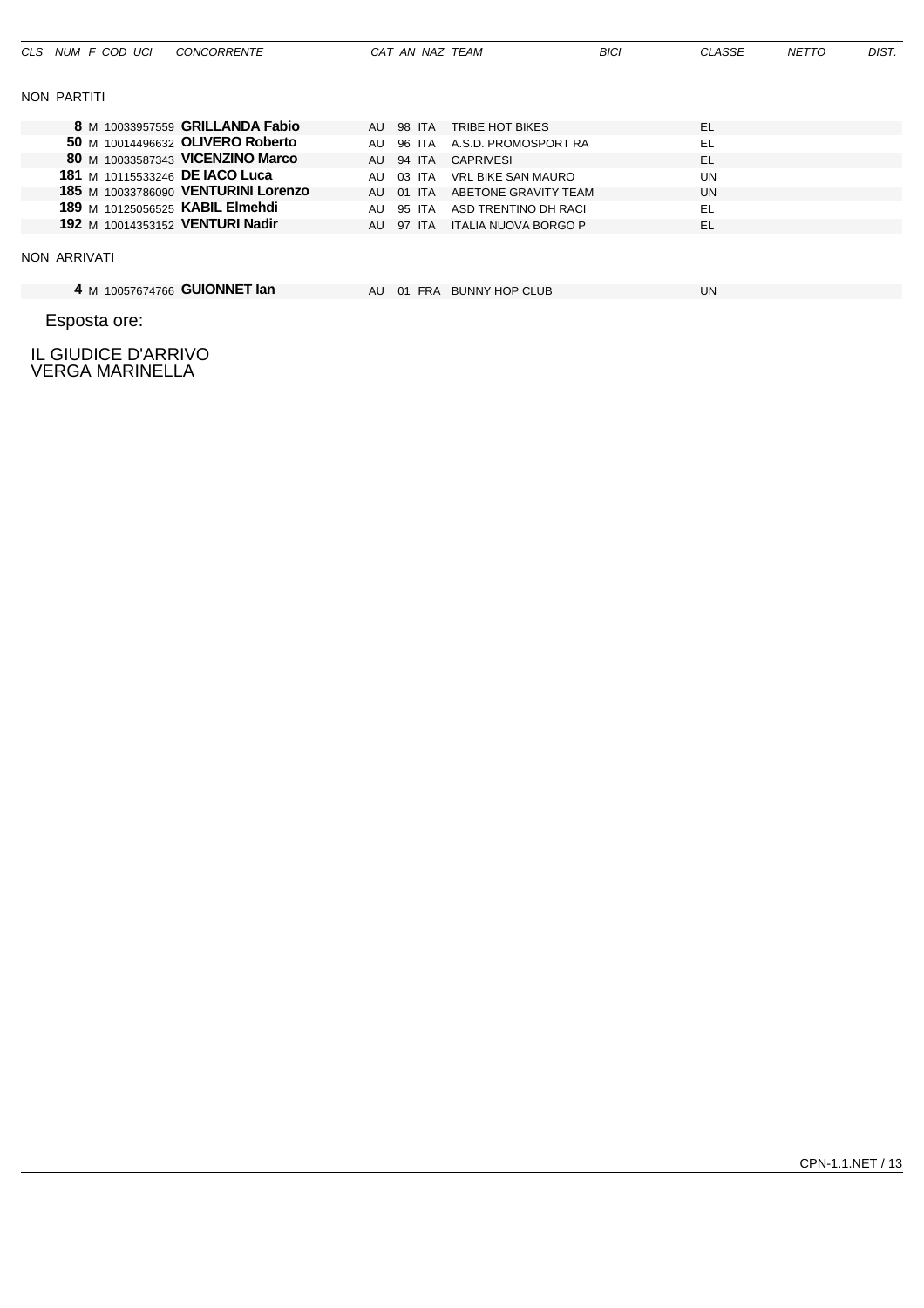| CLS | NUM | F | COD UCI | CONCORRENTE | CAT | AN | NAZ | TEAM | BICI | CLASSE | NETTO | DIST. |
|---|---|---|---|---|---|---|---|---|---|---|---|---|

NON PARTITI

| CLS | NUM | F | COD UCI | CONCORRENTE | CAT | AN | NAZ | TEAM | BICI | CLASSE | NETTO | DIST. |
|---|---|---|---|---|---|---|---|---|---|---|---|---|
| | **8** | M | 10033957559 | **GRILLANDA Fabio** | AU | 98 | ITA | TRIBE HOT BIKES | | EL | | |
| | **50** | M | 10014496632 | **OLIVERO Roberto** | AU | 96 | ITA | A.S.D. PROMOSPORT RA | | EL | | |
| | **80** | M | 10033587343 | **VICENZINO Marco** | AU | 94 | ITA | CAPRIVESI | | EL | | |
| | **181** | M | 10115533246 | **DE IACO Luca** | AU | 03 | ITA | VRL BIKE SAN MAURO | | UN | | |
| | **185** | M | 10033786090 | **VENTURINI Lorenzo** | AU | 01 | ITA | ABETONE GRAVITY TEAM | | UN | | |
| | **189** | M | 10125056525 | **KABIL Elmehdi** | AU | 95 | ITA | ASD TRENTINO DH RACI | | EL | | |
| | **192** | M | 10014353152 | **VENTURI Nadir** | AU | 97 | ITA | ITALIA NUOVA BORGO P | | EL | | |

NON ARRIVATI

| CLS | NUM | F | COD UCI | CONCORRENTE | CAT | AN | NAZ | TEAM | BICI | CLASSE | NETTO | DIST. |
|---|---|---|---|---|---|---|---|---|---|---|---|---|
| | **4** | M | 10057674766 | **GUIONNET Ian** | AU | 01 | FRA | BUNNY HOP CLUB | | UN | | |

Esposta ore:

IL GIUDICE D'ARRIVO
VERGA MARINELLA